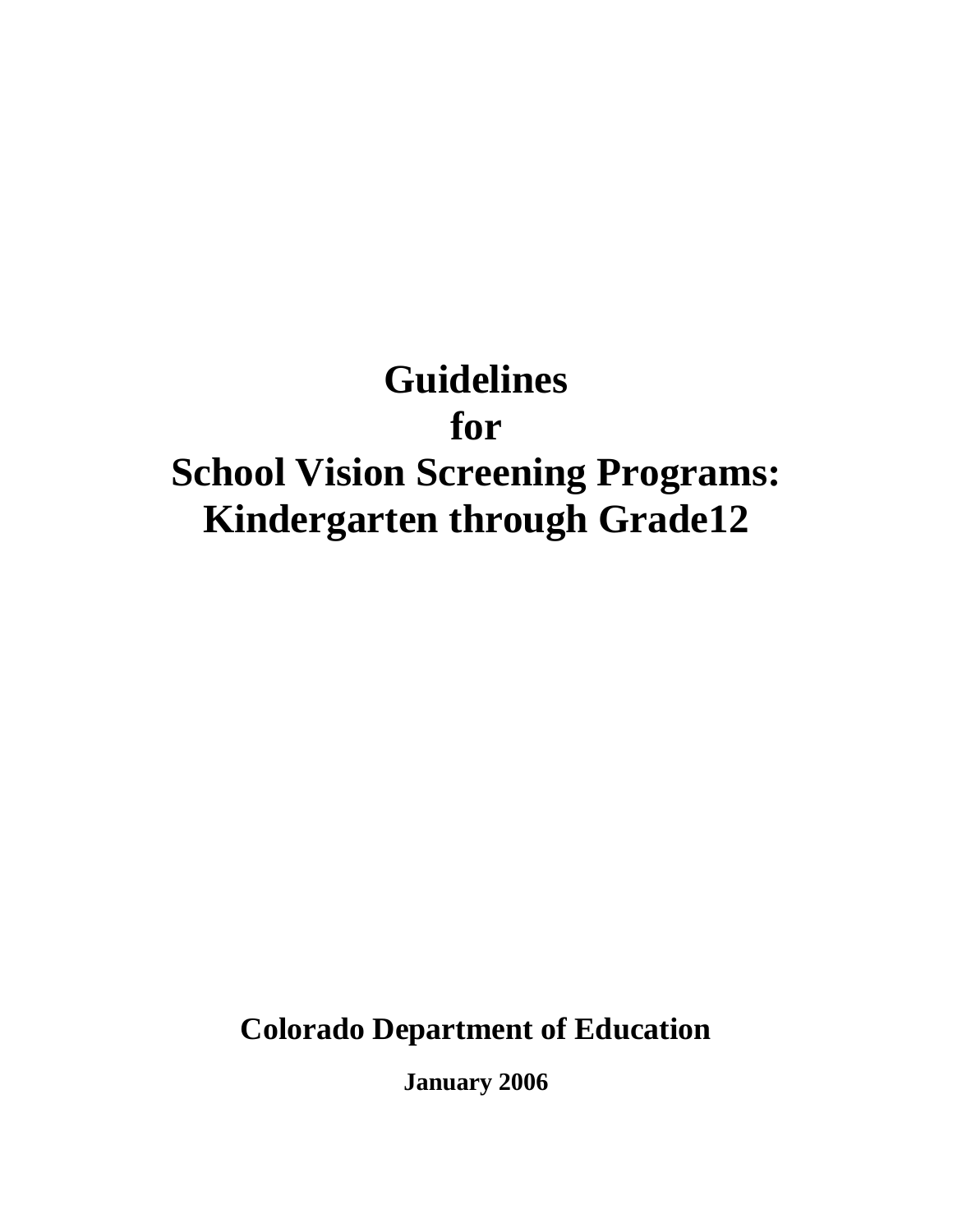# Guidelines for School Vision Screening Programs: Kindergarten through Grade12

**Colorado Department of Education**

**January 2006**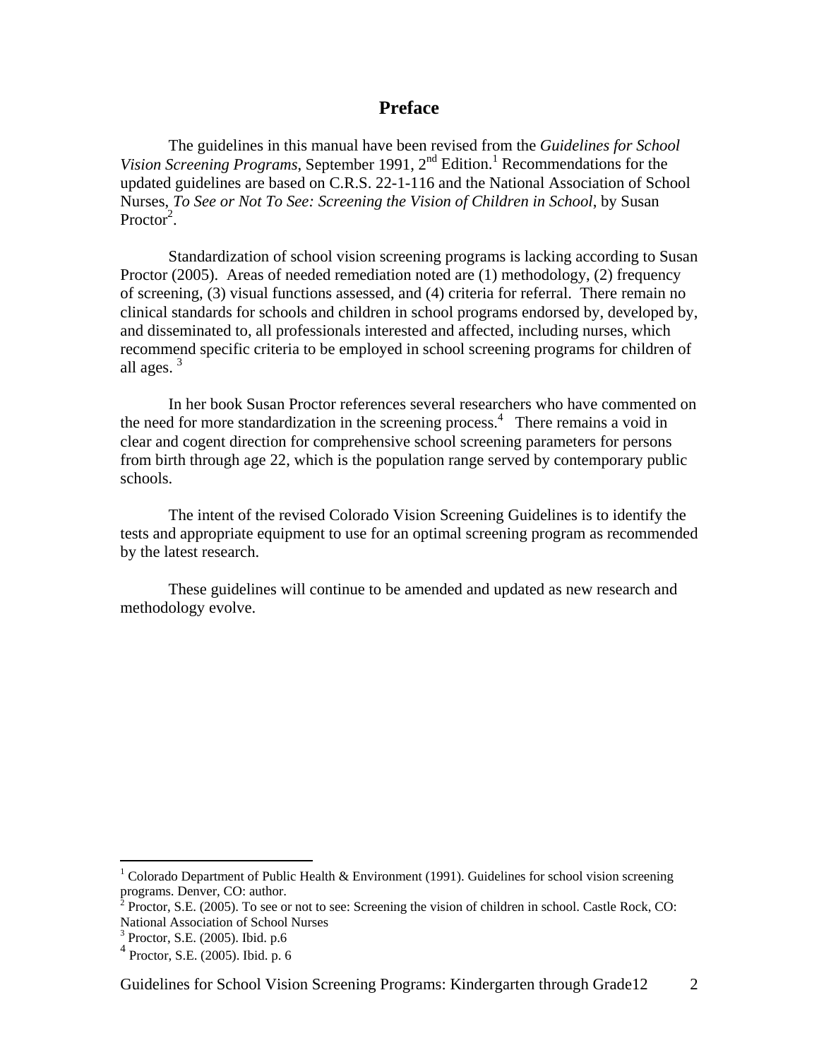# Preface

The guidelines in this manual have been revised from the *Guidelines for School Vision Screening Programs*, September 1991, 2nd Edition.[1] Recommendations for the updated guidelines are based on C.R.S. 22-1-116 and the National Association of School Nurses, *To See or Not To See: Screening the Vision of Children in School*, by Susan Proctor[2].

Standardization of school vision screening programs is lacking according to Susan Proctor (2005). Areas of needed remediation noted are (1) methodology, (2) frequency of screening, (3) visual functions assessed, and (4) criteria for referral. There remain no clinical standards for schools and children in school programs endorsed by, developed by, and disseminated to, all professionals interested and affected, including nurses, which recommend specific criteria to be employed in school screening programs for children of all ages. [3]

In her book Susan Proctor references several researchers who have commented on the need for more standardization in the screening process.[4] There remains a void in clear and cogent direction for comprehensive school screening parameters for persons from birth through age 22, which is the population range served by contemporary public schools.

The intent of the revised Colorado Vision Screening Guidelines is to identify the tests and appropriate equipment to use for an optimal screening program as recommended by the latest research.

These guidelines will continue to be amended and updated as new research and methodology evolve.

---

[1] Colorado Department of Public Health & Environment (1991). Guidelines for school vision screening programs. Denver, CO: author.

[2] Proctor, S.E. (2005). To see or not to see: Screening the vision of children in school. Castle Rock, CO: National Association of School Nurses

[3] Proctor, S.E. (2005). Ibid. p.6

[4] Proctor, S.E. (2005). Ibid. p. 6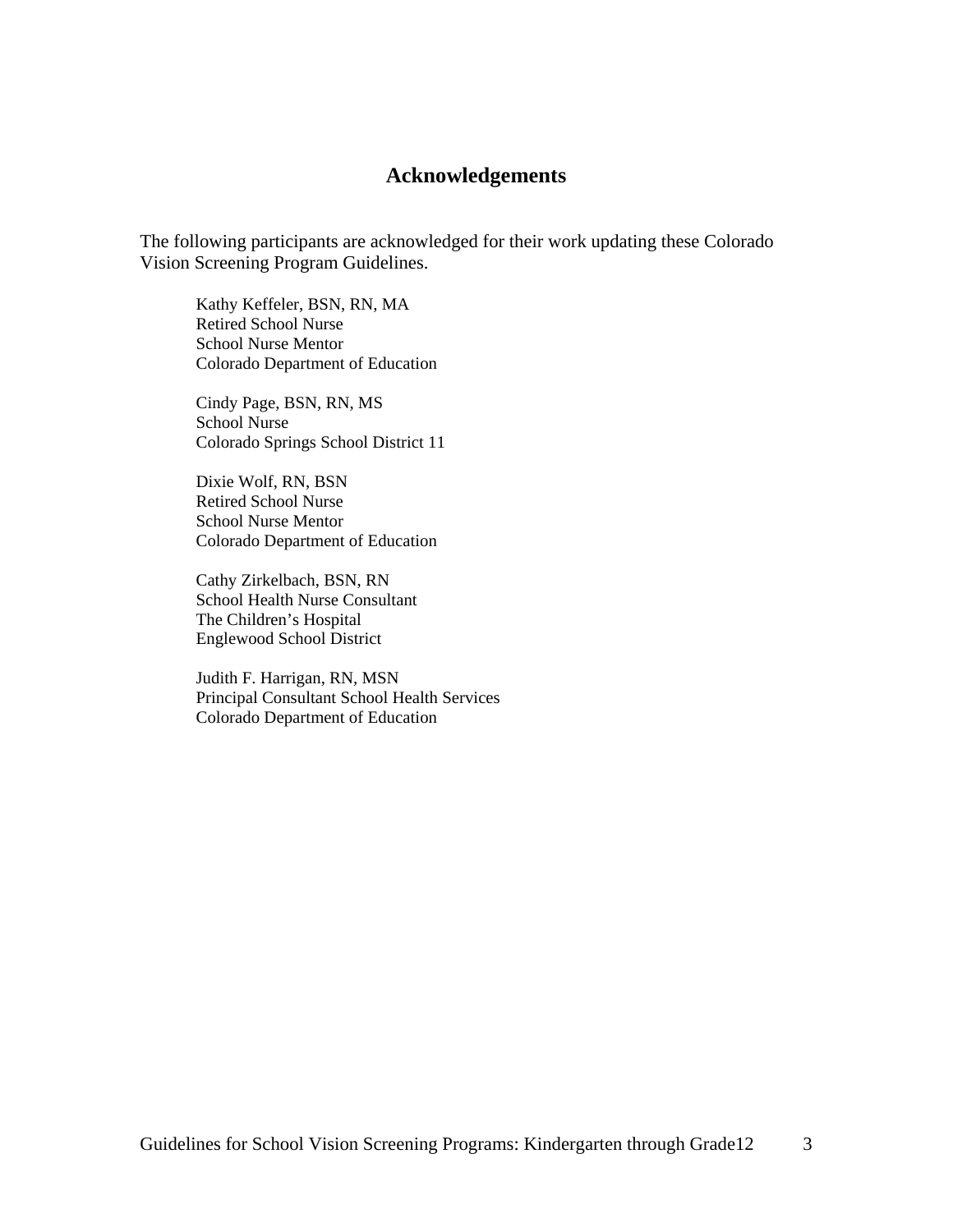## Acknowledgements

The following participants are acknowledged for their work updating these Colorado Vision Screening Program Guidelines.

Kathy Keffeler, BSN, RN, MA
Retired School Nurse
School Nurse Mentor
Colorado Department of Education

Cindy Page, BSN, RN, MS
School Nurse
Colorado Springs School District 11

Dixie Wolf, RN, BSN
Retired School Nurse
School Nurse Mentor
Colorado Department of Education

Cathy Zirkelbach, BSN, RN
School Health Nurse Consultant
The Children's Hospital
Englewood School District

Judith F. Harrigan, RN, MSN
Principal Consultant School Health Services
Colorado Department of Education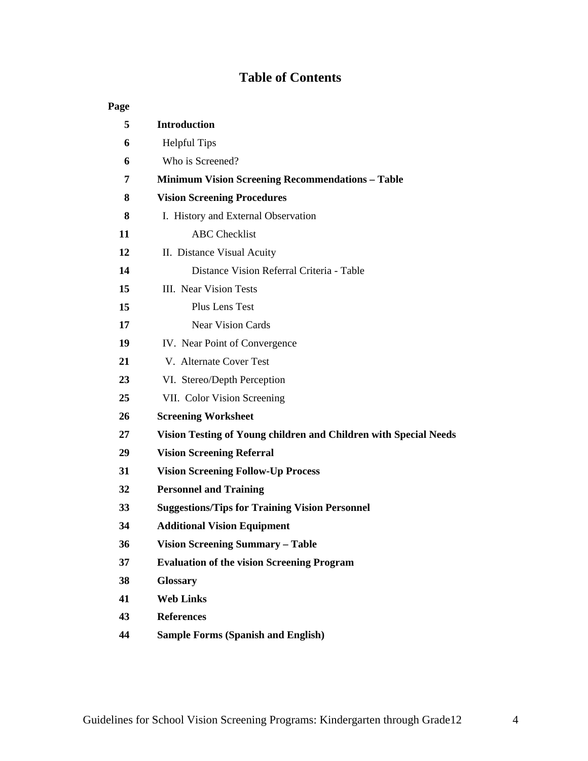# Table of Contents

| Page | |
|---|---|
| 5 | **Introduction** |
| 6 | Helpful Tips |
| 6 | Who is Screened? |
| 7 | **Minimum Vision Screening Recommendations – Table** |
| 8 | **Vision Screening Procedures** |
| 8 | I. History and External Observation |
| 11 | ABC Checklist |
| 12 | II. Distance Visual Acuity |
| 14 | Distance Vision Referral Criteria - Table |
| 15 | III. Near Vision Tests |
| 15 | Plus Lens Test |
| 17 | Near Vision Cards |
| 19 | IV. Near Point of Convergence |
| 21 | V. Alternate Cover Test |
| 23 | VI. Stereo/Depth Perception |
| 25 | VII. Color Vision Screening |
| 26 | **Screening Worksheet** |
| 27 | **Vision Testing of Young children and Children with Special Needs** |
| 29 | **Vision Screening Referral** |
| 31 | **Vision Screening Follow-Up Process** |
| 32 | **Personnel and Training** |
| 33 | **Suggestions/Tips for Training Vision Personnel** |
| 34 | **Additional Vision Equipment** |
| 36 | **Vision Screening Summary – Table** |
| 37 | **Evaluation of the vision Screening Program** |
| 38 | **Glossary** |
| 41 | **Web Links** |
| 43 | **References** |
| 44 | **Sample Forms (Spanish and English)** |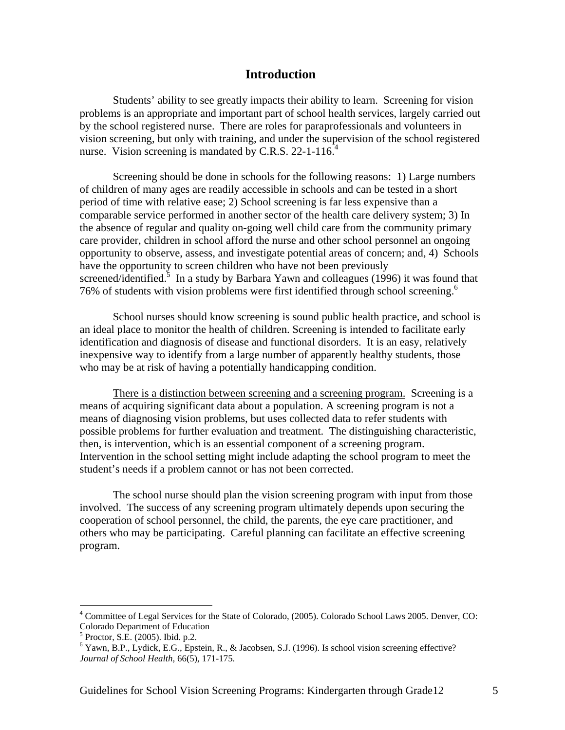# Introduction

Students' ability to see greatly impacts their ability to learn. Screening for vision problems is an appropriate and important part of school health services, largely carried out by the school registered nurse. There are roles for paraprofessionals and volunteers in vision screening, but only with training, and under the supervision of the school registered nurse. Vision screening is mandated by C.R.S. 22-1-116.[4]

Screening should be done in schools for the following reasons: 1) Large numbers of children of many ages are readily accessible in schools and can be tested in a short period of time with relative ease; 2) School screening is far less expensive than a comparable service performed in another sector of the health care delivery system; 3) In the absence of regular and quality on-going well child care from the community primary care provider, children in school afford the nurse and other school personnel an ongoing opportunity to observe, assess, and investigate potential areas of concern; and, 4) Schools have the opportunity to screen children who have not been previously screened/identified.[5] In a study by Barbara Yawn and colleagues (1996) it was found that 76% of students with vision problems were first identified through school screening.[6]

School nurses should know screening is sound public health practice, and school is an ideal place to monitor the health of children. Screening is intended to facilitate early identification and diagnosis of disease and functional disorders. It is an easy, relatively inexpensive way to identify from a large number of apparently healthy students, those who may be at risk of having a potentially handicapping condition.

<u>There is a distinction between screening and a screening program.</u> Screening is a means of acquiring significant data about a population. A screening program is not a means of diagnosing vision problems, but uses collected data to refer students with possible problems for further evaluation and treatment. The distinguishing characteristic, then, is intervention, which is an essential component of a screening program. Intervention in the school setting might include adapting the school program to meet the student's needs if a problem cannot or has not been corrected.

The school nurse should plan the vision screening program with input from those involved. The success of any screening program ultimately depends upon securing the cooperation of school personnel, the child, the parents, the eye care practitioner, and others who may be participating. Careful planning can facilitate an effective screening program.

---

[4] Committee of Legal Services for the State of Colorado, (2005). Colorado School Laws 2005. Denver, CO: Colorado Department of Education

[5] Proctor, S.E. (2005). Ibid. p.2.

[6] Yawn, B.P., Lydick, E.G., Epstein, R., & Jacobsen, S.J. (1996). Is school vision screening effective? *Journal of School Health,* 66(5), 171-175.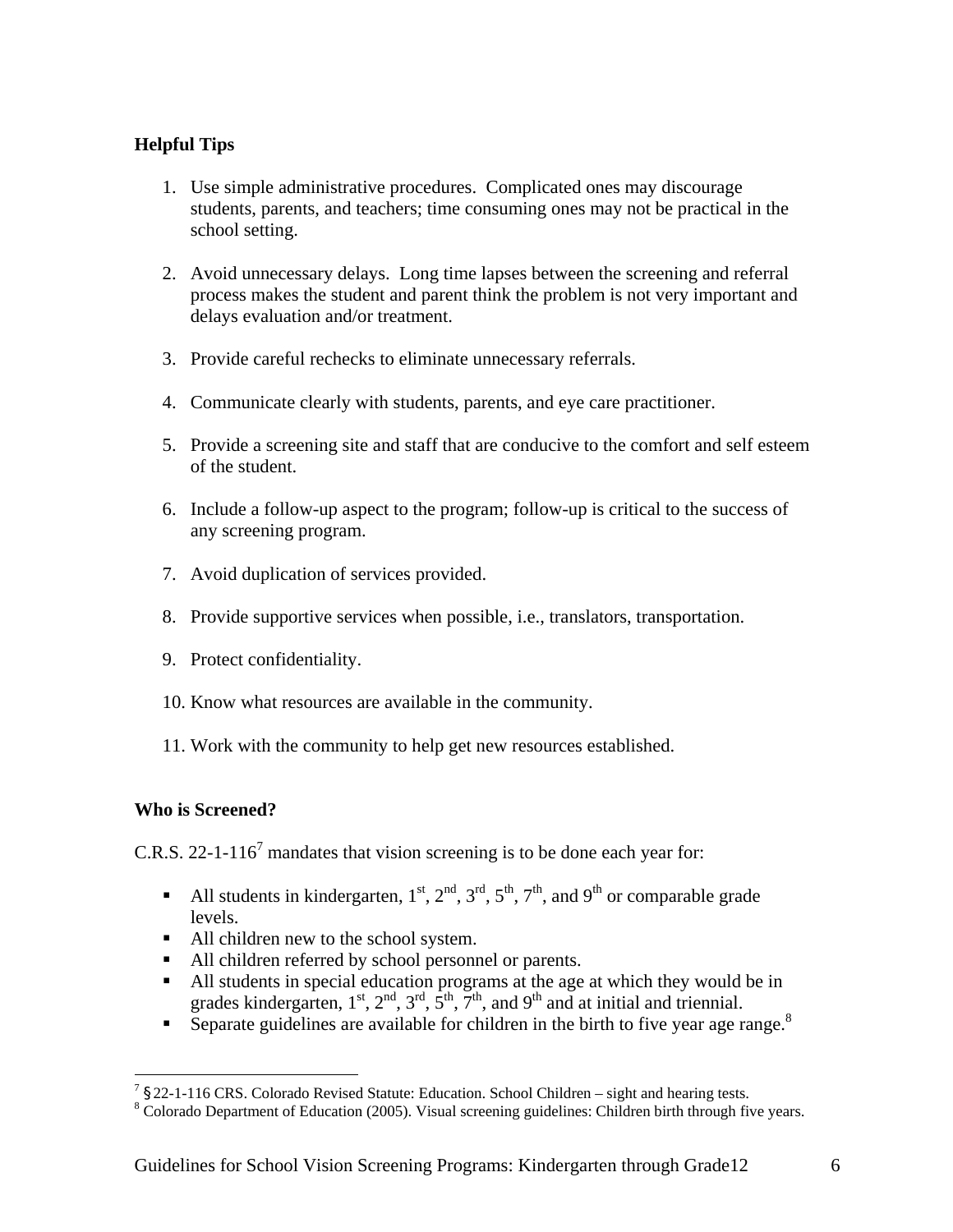**Helpful Tips**

1. Use simple administrative procedures. Complicated ones may discourage students, parents, and teachers; time consuming ones may not be practical in the school setting.

2. Avoid unnecessary delays. Long time lapses between the screening and referral process makes the student and parent think the problem is not very important and delays evaluation and/or treatment.

3. Provide careful rechecks to eliminate unnecessary referrals.

4. Communicate clearly with students, parents, and eye care practitioner.

5. Provide a screening site and staff that are conducive to the comfort and self esteem of the student.

6. Include a follow-up aspect to the program; follow-up is critical to the success of any screening program.

7. Avoid duplication of services provided.

8. Provide supportive services when possible, i.e., translators, transportation.

9. Protect confidentiality.

10. Know what resources are available in the community.

11. Work with the community to help get new resources established.

**Who is Screened?**

C.R.S. 22-1-116[7] mandates that vision screening is to be done each year for:

- All students in kindergarten, 1st, 2nd, 3rd, 5th, 7th, and 9th or comparable grade levels.
- All children new to the school system.
- All children referred by school personnel or parents.
- All students in special education programs at the age at which they would be in grades kindergarten, 1st, 2nd, 3rd, 5th, 7th, and 9th and at initial and triennial.
- Separate guidelines are available for children in the birth to five year age range.[8]

---

[7] §22-1-116 CRS. Colorado Revised Statute: Education. School Children – sight and hearing tests.
[8] Colorado Department of Education (2005). Visual screening guidelines: Children birth through five years.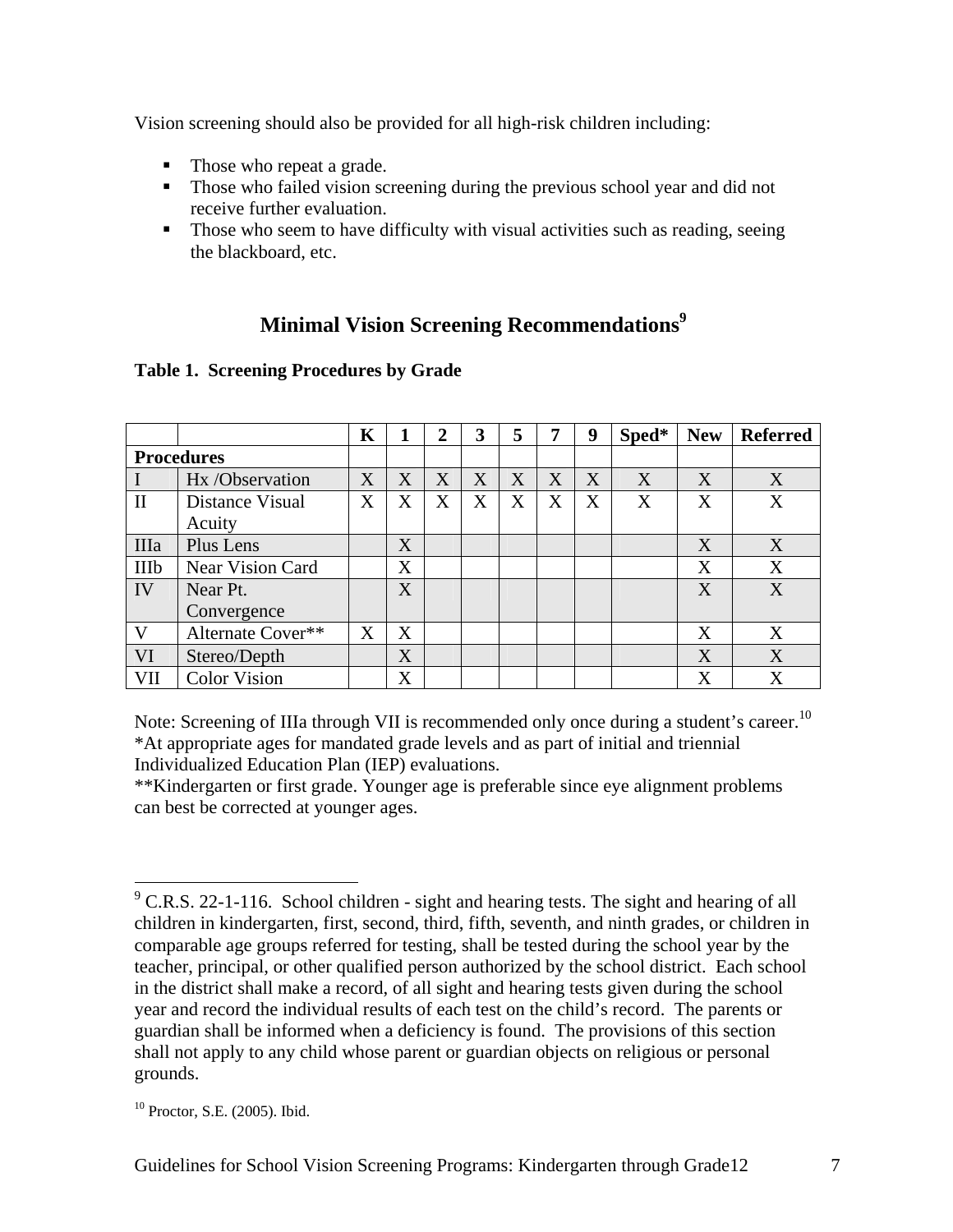Vision screening should also be provided for all high-risk children including:

- Those who repeat a grade.
- Those who failed vision screening during the previous school year and did not receive further evaluation.
- Those who seem to have difficulty with visual activities such as reading, seeing the blackboard, etc.

## Minimal Vision Screening Recommendations[9]

**Table 1. Screening Procedures by Grade**

| | | K | 1 | 2 | 3 | 5 | 7 | 9 | Sped* | New | Referred |
|---|---|---|---|---|---|---|---|---|---|---|---|
| **Procedures** | | | | | | | | | | | |
| I | Hx /Observation | X | X | X | X | X | X | X | X | X | X |
| II | Distance Visual Acuity | X | X | X | X | X | X | X | X | X | X |
| IIIa | Plus Lens | | X | | | | | | | X | X |
| IIIb | Near Vision Card | | X | | | | | | | X | X |
| IV | Near Pt. Convergence | | X | | | | | | | X | X |
| V | Alternate Cover** | X | X | | | | | | | X | X |
| VI | Stereo/Depth | | X | | | | | | | X | X |
| VII | Color Vision | | X | | | | | | | X | X |

Note: Screening of IIIa through VII is recommended only once during a student's career.[10]
*At appropriate ages for mandated grade levels and as part of initial and triennial Individualized Education Plan (IEP) evaluations.
**Kindergarten or first grade. Younger age is preferable since eye alignment problems can best be corrected at younger ages.

---

[9] C.R.S. 22-1-116. School children - sight and hearing tests. The sight and hearing of all children in kindergarten, first, second, third, fifth, seventh, and ninth grades, or children in comparable age groups referred for testing, shall be tested during the school year by the teacher, principal, or other qualified person authorized by the school district. Each school in the district shall make a record, of all sight and hearing tests given during the school year and record the individual results of each test on the child's record. The parents or guardian shall be informed when a deficiency is found. The provisions of this section shall not apply to any child whose parent or guardian objects on religious or personal grounds.

[10] Proctor, S.E. (2005). Ibid.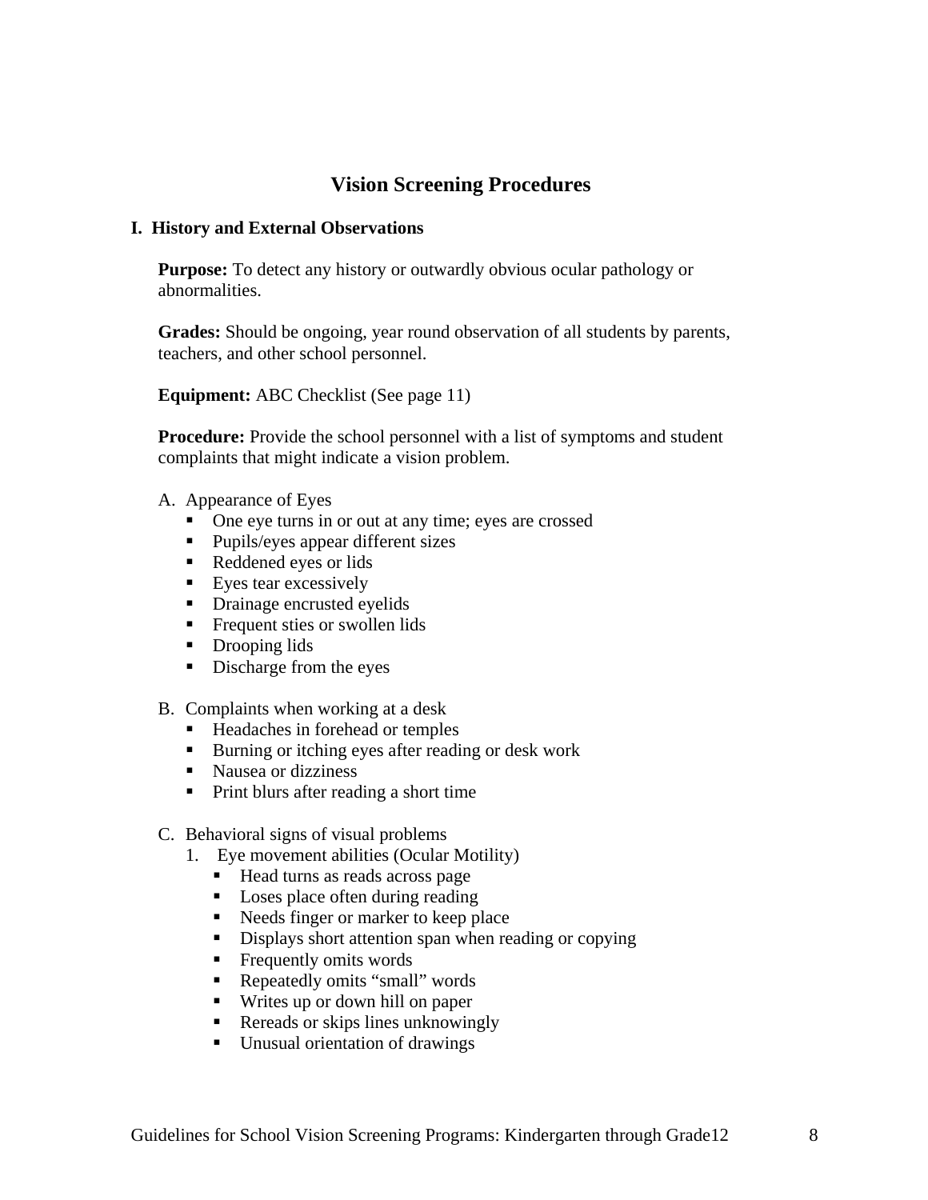# Vision Screening Procedures

## I. History and External Observations

**Purpose:** To detect any history or outwardly obvious ocular pathology or abnormalities.

**Grades:** Should be ongoing, year round observation of all students by parents, teachers, and other school personnel.

**Equipment:** ABC Checklist (See page 11)

**Procedure:** Provide the school personnel with a list of symptoms and student complaints that might indicate a vision problem.

A. Appearance of Eyes
   - One eye turns in or out at any time; eyes are crossed
   - Pupils/eyes appear different sizes
   - Reddened eyes or lids
   - Eyes tear excessively
   - Drainage encrusted eyelids
   - Frequent sties or swollen lids
   - Drooping lids
   - Discharge from the eyes

B. Complaints when working at a desk
   - Headaches in forehead or temples
   - Burning or itching eyes after reading or desk work
   - Nausea or dizziness
   - Print blurs after reading a short time

C. Behavioral signs of visual problems
   1. Eye movement abilities (Ocular Motility)
      - Head turns as reads across page
      - Loses place often during reading
      - Needs finger or marker to keep place
      - Displays short attention span when reading or copying
      - Frequently omits words
      - Repeatedly omits “small” words
      - Writes up or down hill on paper
      - Rereads or skips lines unknowingly
      - Unusual orientation of drawings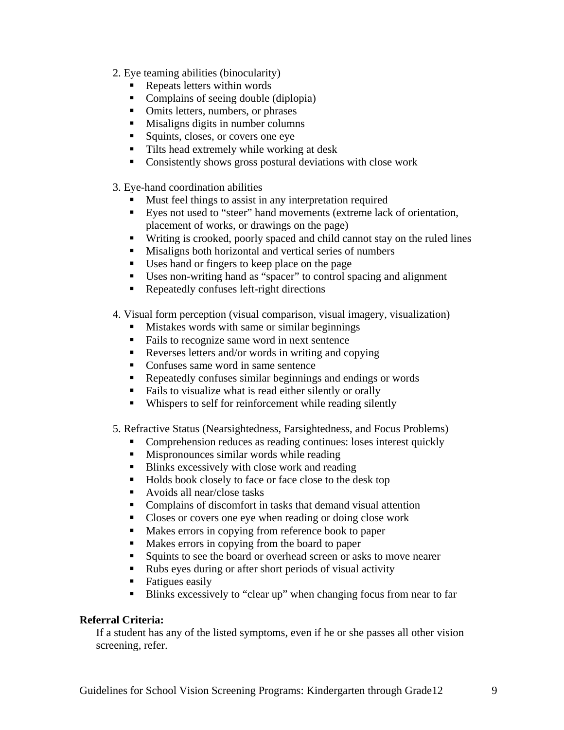2. Eye teaming abilities (binocularity)
   - Repeats letters within words
   - Complains of seeing double (diplopia)
   - Omits letters, numbers, or phrases
   - Misaligns digits in number columns
   - Squints, closes, or covers one eye
   - Tilts head extremely while working at desk
   - Consistently shows gross postural deviations with close work

3. Eye-hand coordination abilities
   - Must feel things to assist in any interpretation required
   - Eyes not used to "steer" hand movements (extreme lack of orientation, placement of works, or drawings on the page)
   - Writing is crooked, poorly spaced and child cannot stay on the ruled lines
   - Misaligns both horizontal and vertical series of numbers
   - Uses hand or fingers to keep place on the page
   - Uses non-writing hand as "spacer" to control spacing and alignment
   - Repeatedly confuses left-right directions

4. Visual form perception (visual comparison, visual imagery, visualization)
   - Mistakes words with same or similar beginnings
   - Fails to recognize same word in next sentence
   - Reverses letters and/or words in writing and copying
   - Confuses same word in same sentence
   - Repeatedly confuses similar beginnings and endings or words
   - Fails to visualize what is read either silently or orally
   - Whispers to self for reinforcement while reading silently

5. Refractive Status (Nearsightedness, Farsightedness, and Focus Problems)
   - Comprehension reduces as reading continues: loses interest quickly
   - Mispronounces similar words while reading
   - Blinks excessively with close work and reading
   - Holds book closely to face or face close to the desk top
   - Avoids all near/close tasks
   - Complains of discomfort in tasks that demand visual attention
   - Closes or covers one eye when reading or doing close work
   - Makes errors in copying from reference book to paper
   - Makes errors in copying from the board to paper
   - Squints to see the board or overhead screen or asks to move nearer
   - Rubs eyes during or after short periods of visual activity
   - Fatigues easily
   - Blinks excessively to "clear up" when changing focus from near to far

**Referral Criteria:**

If a student has any of the listed symptoms, even if he or she passes all other vision screening, refer.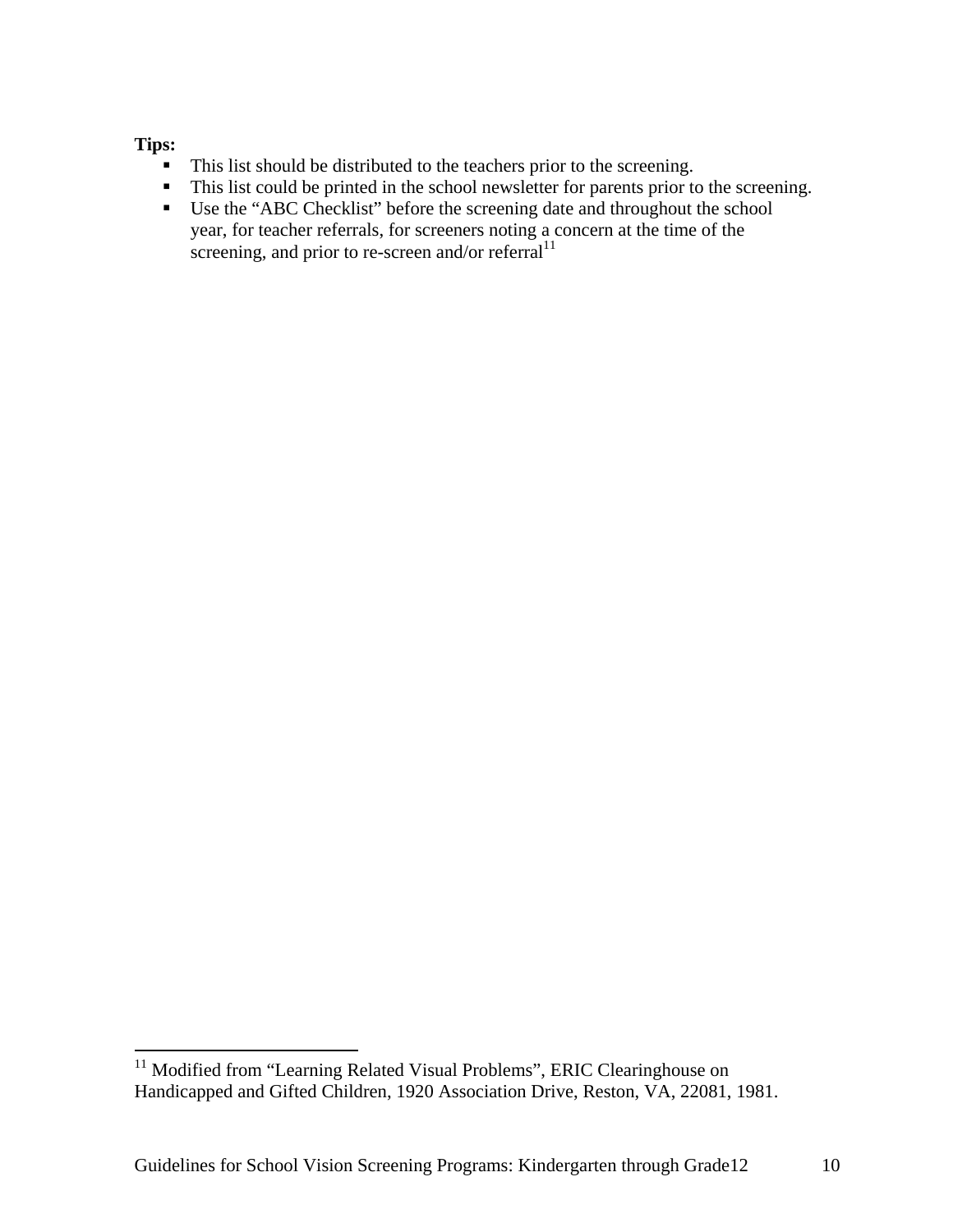**Tips:**

- This list should be distributed to the teachers prior to the screening.
- This list could be printed in the school newsletter for parents prior to the screening.
- Use the "ABC Checklist" before the screening date and throughout the school year, for teacher referrals, for screeners noting a concern at the time of the screening, and prior to re-screen and/or referral[11]

---

[11] Modified from "Learning Related Visual Problems", ERIC Clearinghouse on Handicapped and Gifted Children, 1920 Association Drive, Reston, VA, 22081, 1981.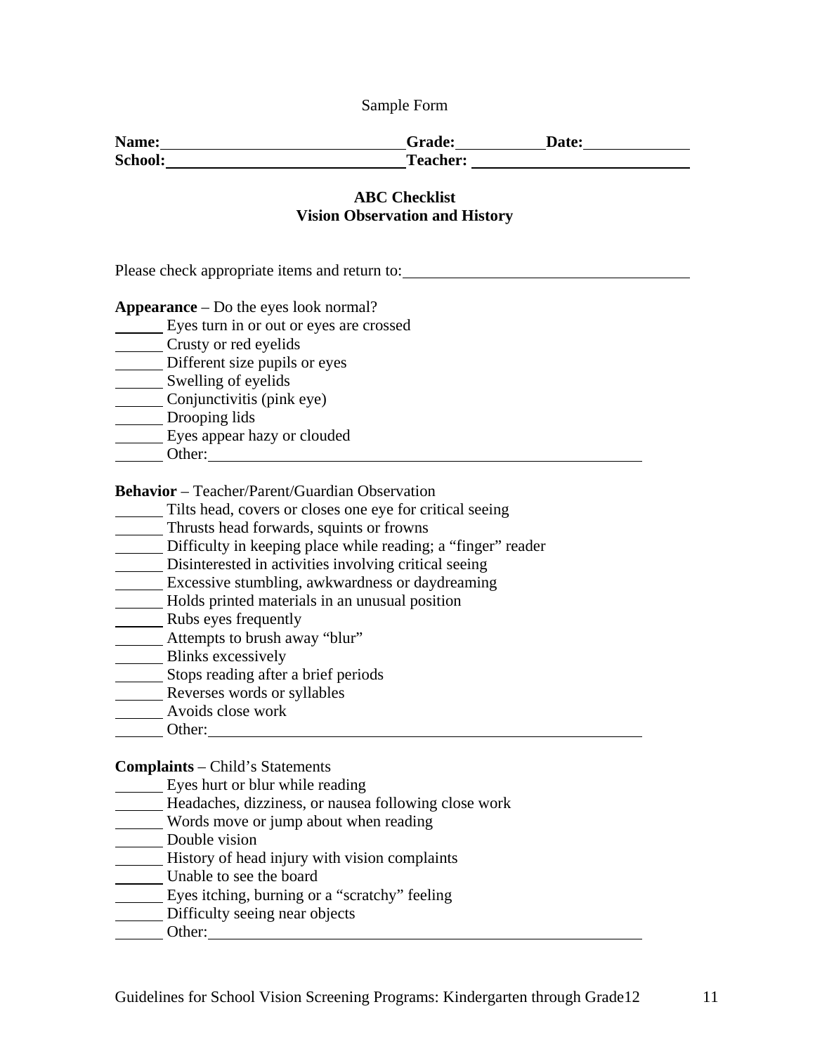Sample Form

**Name:** ______________________________ **Grade:** __________ **Date:** ____________
**School:** ______________________________ **Teacher:** __________________________

## ABC Checklist
## Vision Observation and History

Please check appropriate items and return to: ___________________________________

**Appearance** – Do the eyes look normal?

_____ Eyes turn in or out or eyes are crossed
_____ Crusty or red eyelids
_____ Different size pupils or eyes
_____ Swelling of eyelids
_____ Conjunctivitis (pink eye)
_____ Drooping lids
_____ Eyes appear hazy or clouded
_____ Other: _______________________________________________

**Behavior** – Teacher/Parent/Guardian Observation

_____ Tilts head, covers or closes one eye for critical seeing
_____ Thrusts head forwards, squints or frowns
_____ Difficulty in keeping place while reading; a "finger" reader
_____ Disinterested in activities involving critical seeing
_____ Excessive stumbling, awkwardness or daydreaming
_____ Holds printed materials in an unusual position
_____ Rubs eyes frequently
_____ Attempts to brush away "blur"
_____ Blinks excessively
_____ Stops reading after a brief periods
_____ Reverses words or syllables
_____ Avoids close work
_____ Other: _______________________________________________

**Complaints** – Child's Statements

_____ Eyes hurt or blur while reading
_____ Headaches, dizziness, or nausea following close work
_____ Words move or jump about when reading
_____ Double vision
_____ History of head injury with vision complaints
_____ Unable to see the board
_____ Eyes itching, burning or a "scratchy" feeling
_____ Difficulty seeing near objects
_____ Other: _______________________________________________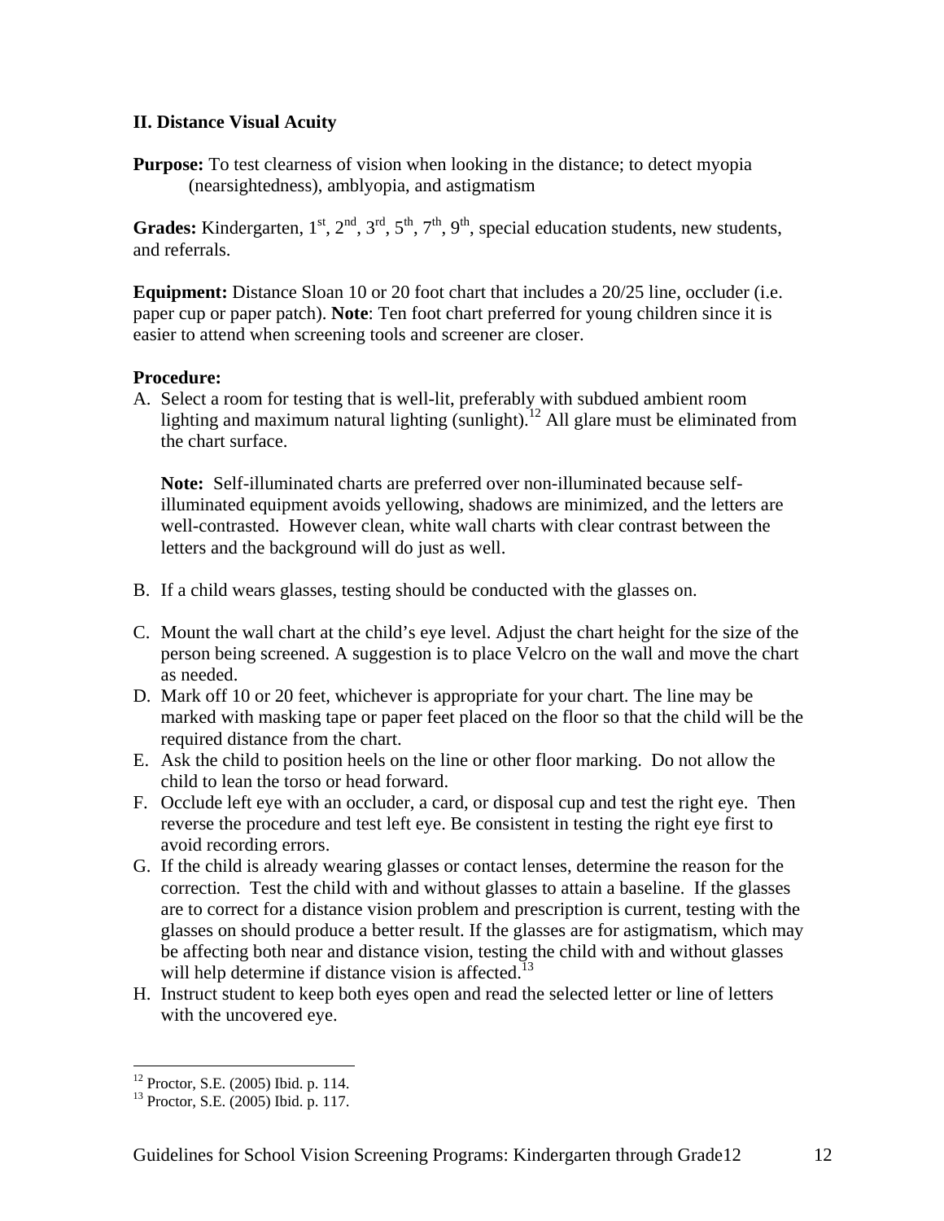### II. Distance Visual Acuity

**Purpose:** To test clearness of vision when looking in the distance; to detect myopia (nearsightedness), amblyopia, and astigmatism

**Grades:** Kindergarten, 1st, 2nd, 3rd, 5th, 7th, 9th, special education students, new students, and referrals.

**Equipment:** Distance Sloan 10 or 20 foot chart that includes a 20/25 line, occluder (i.e. paper cup or paper patch). **Note**: Ten foot chart preferred for young children since it is easier to attend when screening tools and screener are closer.

**Procedure:**

A. Select a room for testing that is well-lit, preferably with subdued ambient room lighting and maximum natural lighting (sunlight).[12] All glare must be eliminated from the chart surface.

   **Note:** Self-illuminated charts are preferred over non-illuminated because self-illuminated equipment avoids yellowing, shadows are minimized, and the letters are well-contrasted. However clean, white wall charts with clear contrast between the letters and the background will do just as well.

B. If a child wears glasses, testing should be conducted with the glasses on.

C. Mount the wall chart at the child's eye level. Adjust the chart height for the size of the person being screened. A suggestion is to place Velcro on the wall and move the chart as needed.

D. Mark off 10 or 20 feet, whichever is appropriate for your chart. The line may be marked with masking tape or paper feet placed on the floor so that the child will be the required distance from the chart.

E. Ask the child to position heels on the line or other floor marking. Do not allow the child to lean the torso or head forward.

F. Occlude left eye with an occluder, a card, or disposal cup and test the right eye. Then reverse the procedure and test left eye. Be consistent in testing the right eye first to avoid recording errors.

G. If the child is already wearing glasses or contact lenses, determine the reason for the correction. Test the child with and without glasses to attain a baseline. If the glasses are to correct for a distance vision problem and prescription is current, testing with the glasses on should produce a better result. If the glasses are for astigmatism, which may be affecting both near and distance vision, testing the child with and without glasses will help determine if distance vision is affected.[13]

H. Instruct student to keep both eyes open and read the selected letter or line of letters with the uncovered eye.

---

[12] Proctor, S.E. (2005) Ibid. p. 114.
[13] Proctor, S.E. (2005) Ibid. p. 117.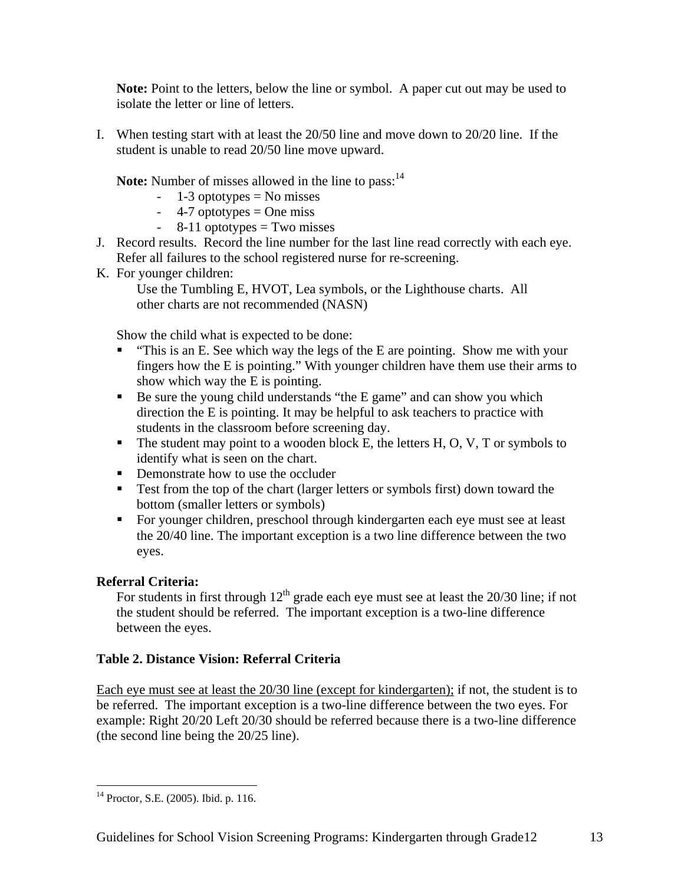**Note:** Point to the letters, below the line or symbol. A paper cut out may be used to isolate the letter or line of letters.

I. When testing start with at least the 20/50 line and move down to 20/20 line. If the student is unable to read 20/50 line move upward.

   **Note:** Number of misses allowed in the line to pass:[14]
   - 1-3 optotypes = No misses
   - 4-7 optotypes = One miss
   - 8-11 optotypes = Two misses

J. Record results. Record the line number for the last line read correctly with each eye. Refer all failures to the school registered nurse for re-screening.

K. For younger children:

   Use the Tumbling E, HVOT, Lea symbols, or the Lighthouse charts. All other charts are not recommended (NASN)

   Show the child what is expected to be done:
   - "This is an E. See which way the legs of the E are pointing. Show me with your fingers how the E is pointing." With younger children have them use their arms to show which way the E is pointing.
   - Be sure the young child understands "the E game" and can show you which direction the E is pointing. It may be helpful to ask teachers to practice with students in the classroom before screening day.
   - The student may point to a wooden block E, the letters H, O, V, T or symbols to identify what is seen on the chart.
   - Demonstrate how to use the occluder
   - Test from the top of the chart (larger letters or symbols first) down toward the bottom (smaller letters or symbols)
   - For younger children, preschool through kindergarten each eye must see at least the 20/40 line. The important exception is a two line difference between the two eyes.

**Referral Criteria:**

For students in first through 12th grade each eye must see at least the 20/30 line; if not the student should be referred. The important exception is a two-line difference between the eyes.

**Table 2. Distance Vision: Referral Criteria**

Each eye must see at least the 20/30 line (except for kindergarten); if not, the student is to be referred. The important exception is a two-line difference between the two eyes. For example: Right 20/20 Left 20/30 should be referred because there is a two-line difference (the second line being the 20/25 line).

---

[14] Proctor, S.E. (2005). Ibid. p. 116.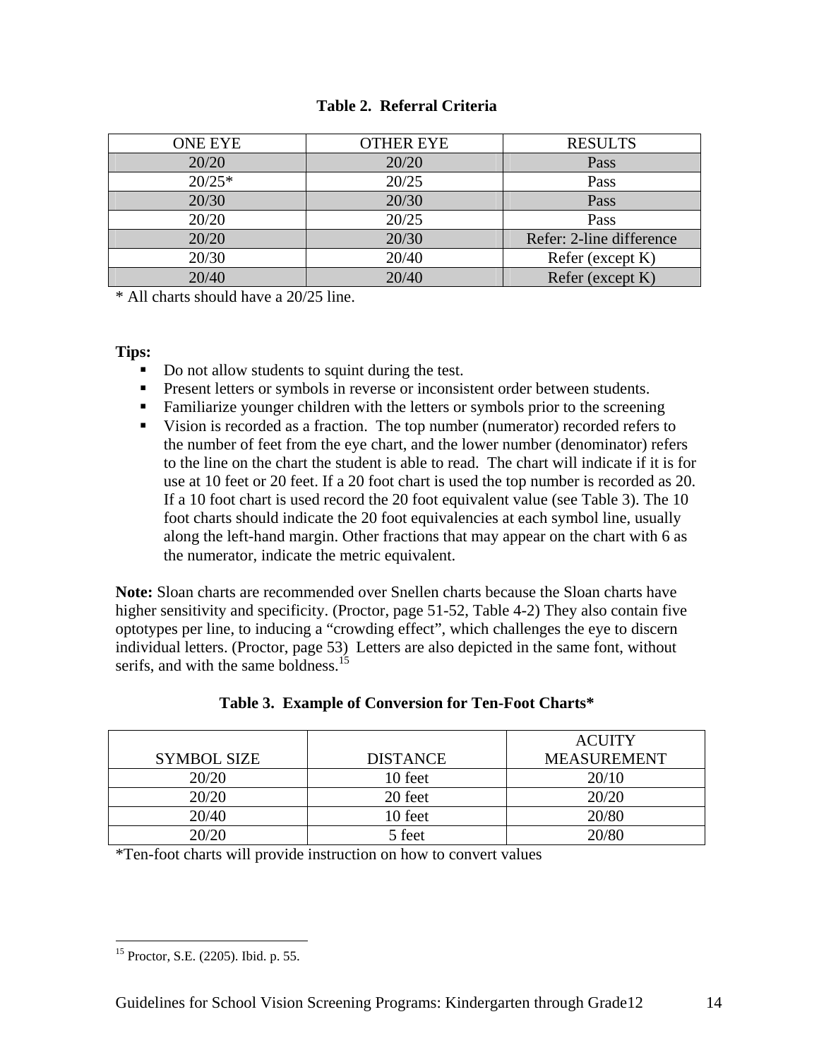**Table 2. Referral Criteria**

| ONE EYE | OTHER EYE | RESULTS |
|---|---|---|
| 20/20 | 20/20 | Pass |
| 20/25* | 20/25 | Pass |
| 20/30 | 20/30 | Pass |
| 20/20 | 20/25 | Pass |
| 20/20 | 20/30 | Refer: 2-line difference |
| 20/30 | 20/40 | Refer (except K) |
| 20/40 | 20/40 | Refer (except K) |

* All charts should have a 20/25 line.

**Tips:**

- Do not allow students to squint during the test.
- Present letters or symbols in reverse or inconsistent order between students.
- Familiarize younger children with the letters or symbols prior to the screening
- Vision is recorded as a fraction. The top number (numerator) recorded refers to the number of feet from the eye chart, and the lower number (denominator) refers to the line on the chart the student is able to read. The chart will indicate if it is for use at 10 feet or 20 feet. If a 20 foot chart is used the top number is recorded as 20. If a 10 foot chart is used record the 20 foot equivalent value (see Table 3). The 10 foot charts should indicate the 20 foot equivalencies at each symbol line, usually along the left-hand margin. Other fractions that may appear on the chart with 6 as the numerator, indicate the metric equivalent.

**Note:** Sloan charts are recommended over Snellen charts because the Sloan charts have higher sensitivity and specificity. (Proctor, page 51-52, Table 4-2) They also contain five optotypes per line, to inducing a "crowding effect", which challenges the eye to discern individual letters. (Proctor, page 53) Letters are also depicted in the same font, without serifs, and with the same boldness.[15]

**Table 3. Example of Conversion for Ten-Foot Charts***

| SYMBOL SIZE | DISTANCE | ACUITY MEASUREMENT |
|---|---|---|
| 20/20 | 10 feet | 20/10 |
| 20/20 | 20 feet | 20/20 |
| 20/40 | 10 feet | 20/80 |
| 20/20 | 5 feet | 20/80 |

*Ten-foot charts will provide instruction on how to convert values

[15] Proctor, S.E. (2205). Ibid. p. 55.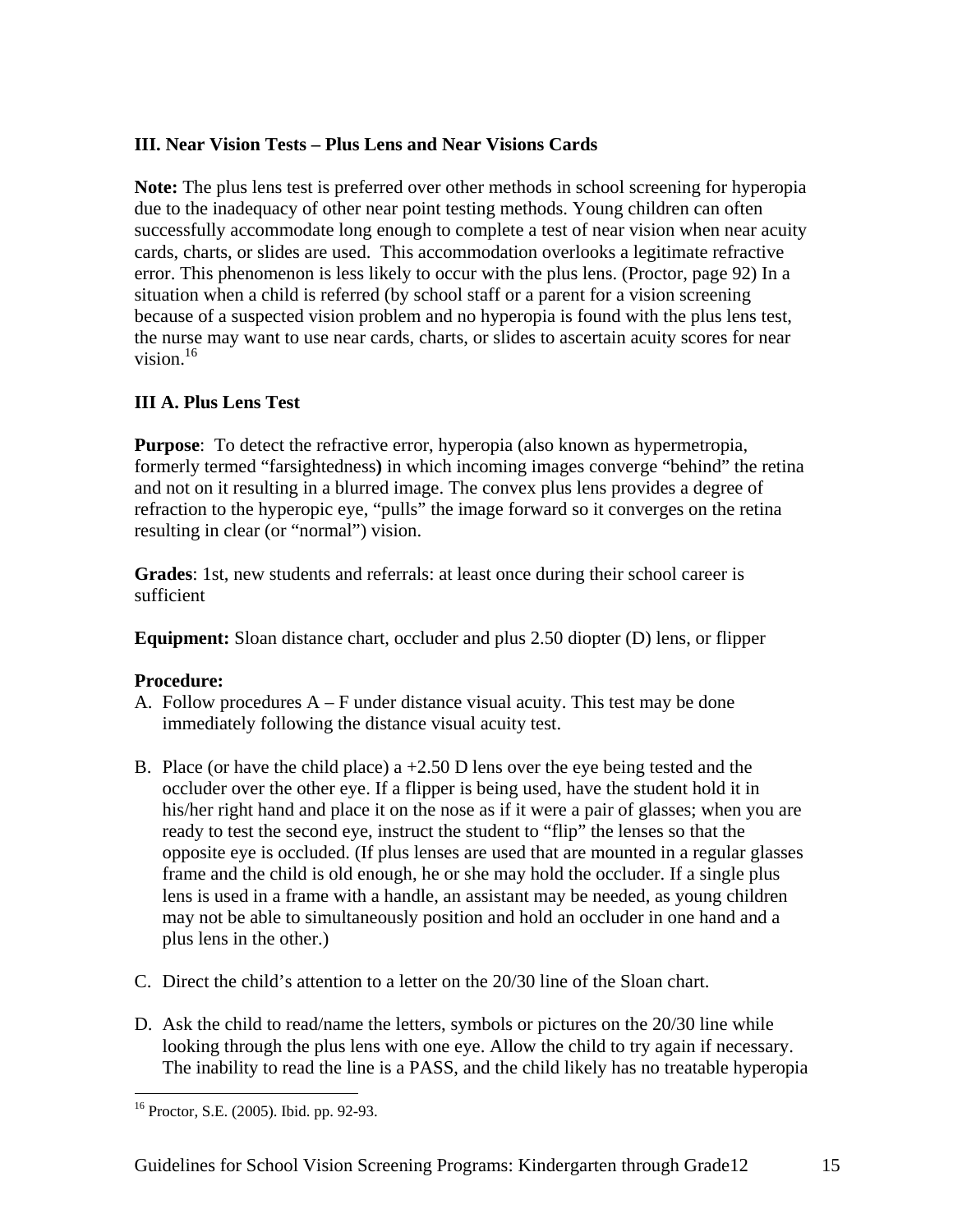### III. Near Vision Tests – Plus Lens and Near Visions Cards

**Note:** The plus lens test is preferred over other methods in school screening for hyperopia due to the inadequacy of other near point testing methods. Young children can often successfully accommodate long enough to complete a test of near vision when near acuity cards, charts, or slides are used. This accommodation overlooks a legitimate refractive error. This phenomenon is less likely to occur with the plus lens. (Proctor, page 92) In a situation when a child is referred (by school staff or a parent for a vision screening because of a suspected vision problem and no hyperopia is found with the plus lens test, the nurse may want to use near cards, charts, or slides to ascertain acuity scores for near vision.[16]

### III A. Plus Lens Test

**Purpose**: To detect the refractive error, hyperopia (also known as hypermetropia, formerly termed "farsightedness**)** in which incoming images converge "behind" the retina and not on it resulting in a blurred image. The convex plus lens provides a degree of refraction to the hyperopic eye, "pulls" the image forward so it converges on the retina resulting in clear (or "normal") vision.

**Grades**: 1st, new students and referrals: at least once during their school career is sufficient

**Equipment:** Sloan distance chart, occluder and plus 2.50 diopter (D) lens, or flipper

**Procedure:**

A. Follow procedures A – F under distance visual acuity. This test may be done immediately following the distance visual acuity test.

B. Place (or have the child place) a +2.50 D lens over the eye being tested and the occluder over the other eye. If a flipper is being used, have the student hold it in his/her right hand and place it on the nose as if it were a pair of glasses; when you are ready to test the second eye, instruct the student to "flip" the lenses so that the opposite eye is occluded. (If plus lenses are used that are mounted in a regular glasses frame and the child is old enough, he or she may hold the occluder. If a single plus lens is used in a frame with a handle, an assistant may be needed, as young children may not be able to simultaneously position and hold an occluder in one hand and a plus lens in the other.)

C. Direct the child's attention to a letter on the 20/30 line of the Sloan chart.

D. Ask the child to read/name the letters, symbols or pictures on the 20/30 line while looking through the plus lens with one eye. Allow the child to try again if necessary. The inability to read the line is a PASS, and the child likely has no treatable hyperopia

[16] Proctor, S.E. (2005). Ibid. pp. 92-93.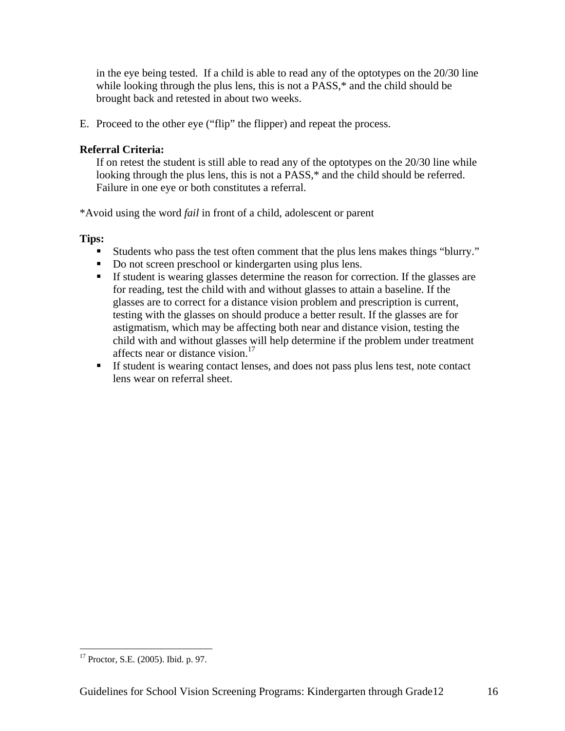in the eye being tested. If a child is able to read any of the optotypes on the 20/30 line while looking through the plus lens, this is not a PASS,* and the child should be brought back and retested in about two weeks.

E. Proceed to the other eye ("flip" the flipper) and repeat the process.

**Referral Criteria:**

If on retest the student is still able to read any of the optotypes on the 20/30 line while looking through the plus lens, this is not a PASS,* and the child should be referred. Failure in one eye or both constitutes a referral.

*Avoid using the word *fail* in front of a child, adolescent or parent

**Tips:**

- Students who pass the test often comment that the plus lens makes things "blurry."
- Do not screen preschool or kindergarten using plus lens.
- If student is wearing glasses determine the reason for correction. If the glasses are for reading, test the child with and without glasses to attain a baseline. If the glasses are to correct for a distance vision problem and prescription is current, testing with the glasses on should produce a better result. If the glasses are for astigmatism, which may be affecting both near and distance vision, testing the child with and without glasses will help determine if the problem under treatment affects near or distance vision.[17]
- If student is wearing contact lenses, and does not pass plus lens test, note contact lens wear on referral sheet.

---

[17] Proctor, S.E. (2005). Ibid. p. 97.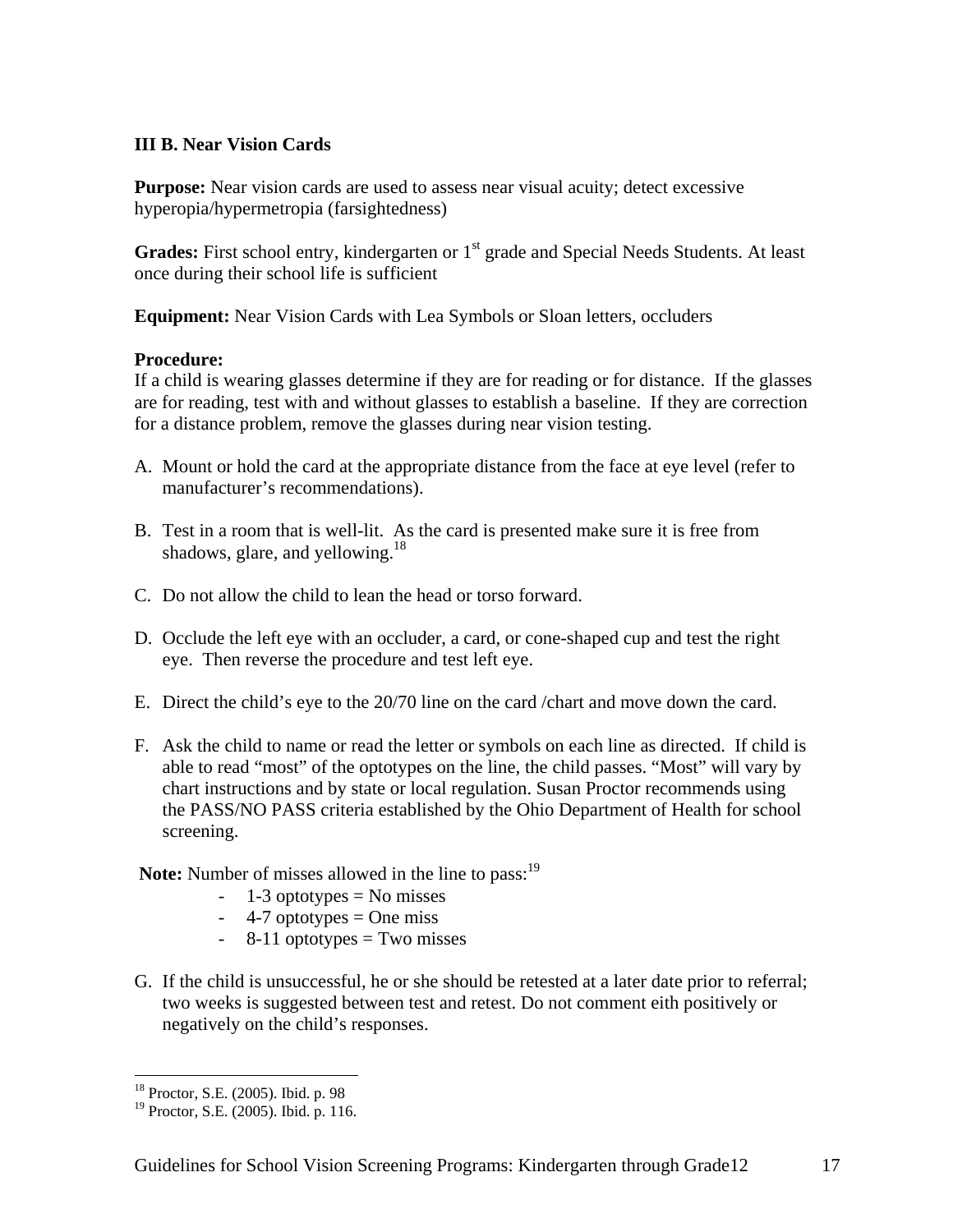### III B. Near Vision Cards

**Purpose:** Near vision cards are used to assess near visual acuity; detect excessive hyperopia/hypermetropia (farsightedness)

**Grades:** First school entry, kindergarten or 1st grade and Special Needs Students. At least once during their school life is sufficient

**Equipment:** Near Vision Cards with Lea Symbols or Sloan letters, occluders

**Procedure:**
If a child is wearing glasses determine if they are for reading or for distance. If the glasses are for reading, test with and without glasses to establish a baseline. If they are correction for a distance problem, remove the glasses during near vision testing.

A. Mount or hold the card at the appropriate distance from the face at eye level (refer to manufacturer's recommendations).

B. Test in a room that is well-lit. As the card is presented make sure it is free from shadows, glare, and yellowing.[18]

C. Do not allow the child to lean the head or torso forward.

D. Occlude the left eye with an occluder, a card, or cone-shaped cup and test the right eye. Then reverse the procedure and test left eye.

E. Direct the child's eye to the 20/70 line on the card /chart and move down the card.

F. Ask the child to name or read the letter or symbols on each line as directed. If child is able to read "most" of the optotypes on the line, the child passes. "Most" will vary by chart instructions and by state or local regulation. Susan Proctor recommends using the PASS/NO PASS criteria established by the Ohio Department of Health for school screening.

**Note:** Number of misses allowed in the line to pass:[19]

- 1-3 optotypes = No misses
- 4-7 optotypes = One miss
- 8-11 optotypes = Two misses

G. If the child is unsuccessful, he or she should be retested at a later date prior to referral; two weeks is suggested between test and retest. Do not comment eith positively or negatively on the child's responses.

---

[18] Proctor, S.E. (2005). Ibid. p. 98

[19] Proctor, S.E. (2005). Ibid. p. 116.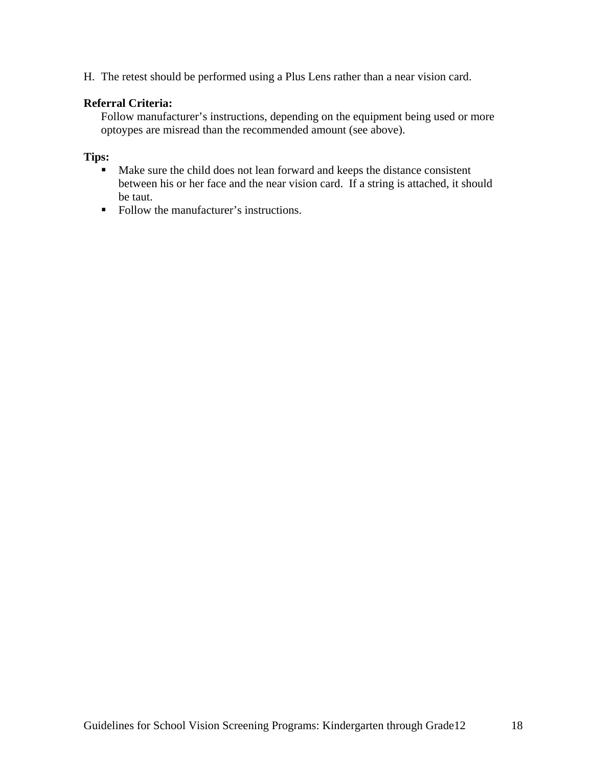H. The retest should be performed using a Plus Lens rather than a near vision card.

**Referral Criteria:**

Follow manufacturer's instructions, depending on the equipment being used or more optoypes are misread than the recommended amount (see above).

**Tips:**

- Make sure the child does not lean forward and keeps the distance consistent between his or her face and the near vision card. If a string is attached, it should be taut.
- Follow the manufacturer's instructions.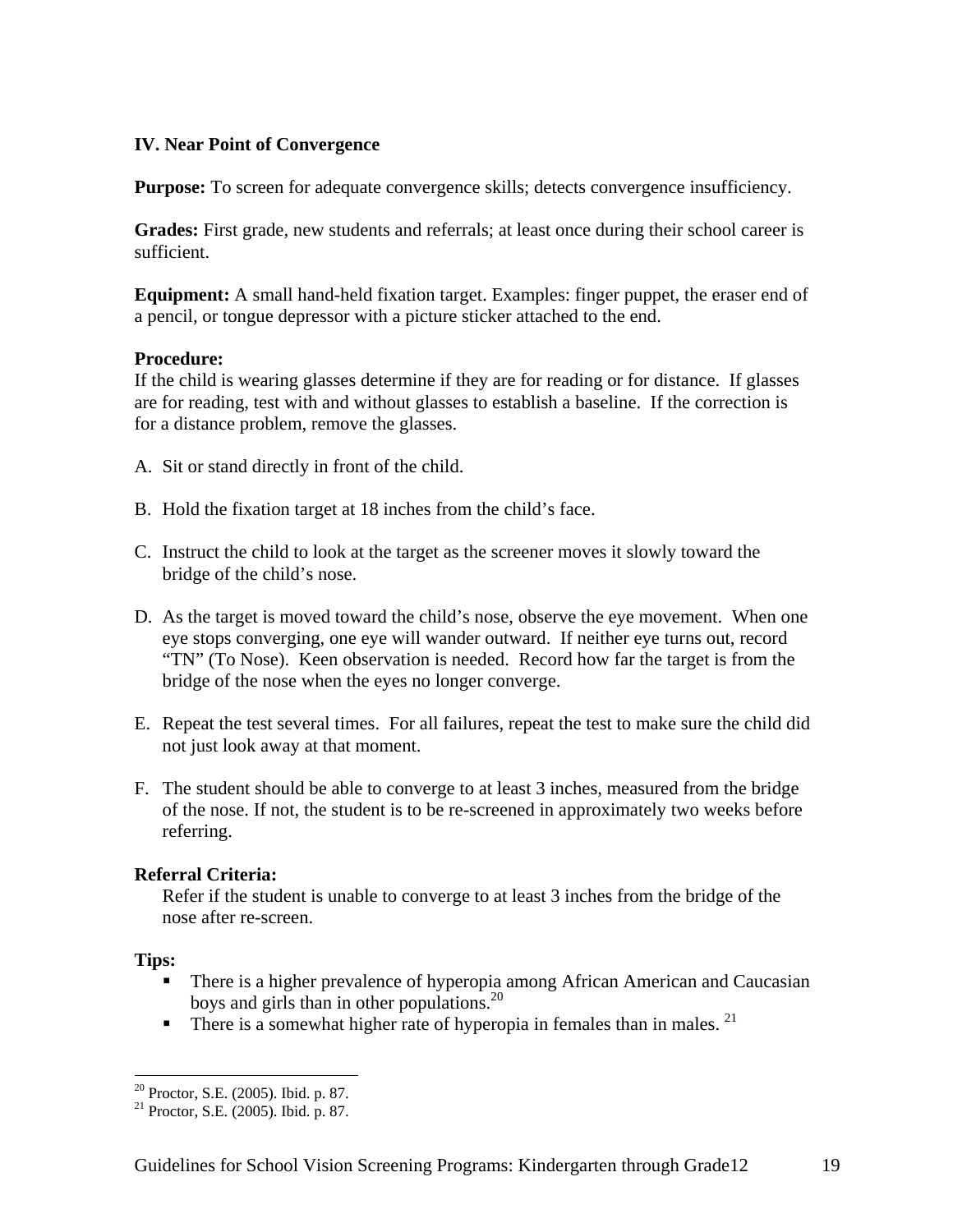## IV. Near Point of Convergence

**Purpose:** To screen for adequate convergence skills; detects convergence insufficiency.

**Grades:** First grade, new students and referrals; at least once during their school career is sufficient.

**Equipment:** A small hand-held fixation target. Examples: finger puppet, the eraser end of a pencil, or tongue depressor with a picture sticker attached to the end.

**Procedure:**
If the child is wearing glasses determine if they are for reading or for distance. If glasses are for reading, test with and without glasses to establish a baseline. If the correction is for a distance problem, remove the glasses.

A. Sit or stand directly in front of the child.

B. Hold the fixation target at 18 inches from the child's face.

C. Instruct the child to look at the target as the screener moves it slowly toward the bridge of the child's nose.

D. As the target is moved toward the child's nose, observe the eye movement. When one eye stops converging, one eye will wander outward. If neither eye turns out, record "TN" (To Nose). Keen observation is needed. Record how far the target is from the bridge of the nose when the eyes no longer converge.

E. Repeat the test several times. For all failures, repeat the test to make sure the child did not just look away at that moment.

F. The student should be able to converge to at least 3 inches, measured from the bridge of the nose. If not, the student is to be re-screened in approximately two weeks before referring.

**Referral Criteria:**
Refer if the student is unable to converge to at least 3 inches from the bridge of the nose after re-screen.

**Tips:**

- There is a higher prevalence of hyperopia among African American and Caucasian boys and girls than in other populations.[20]
- There is a somewhat higher rate of hyperopia in females than in males. [21]

---

[20] Proctor, S.E. (2005). Ibid. p. 87.
[21] Proctor, S.E. (2005). Ibid. p. 87.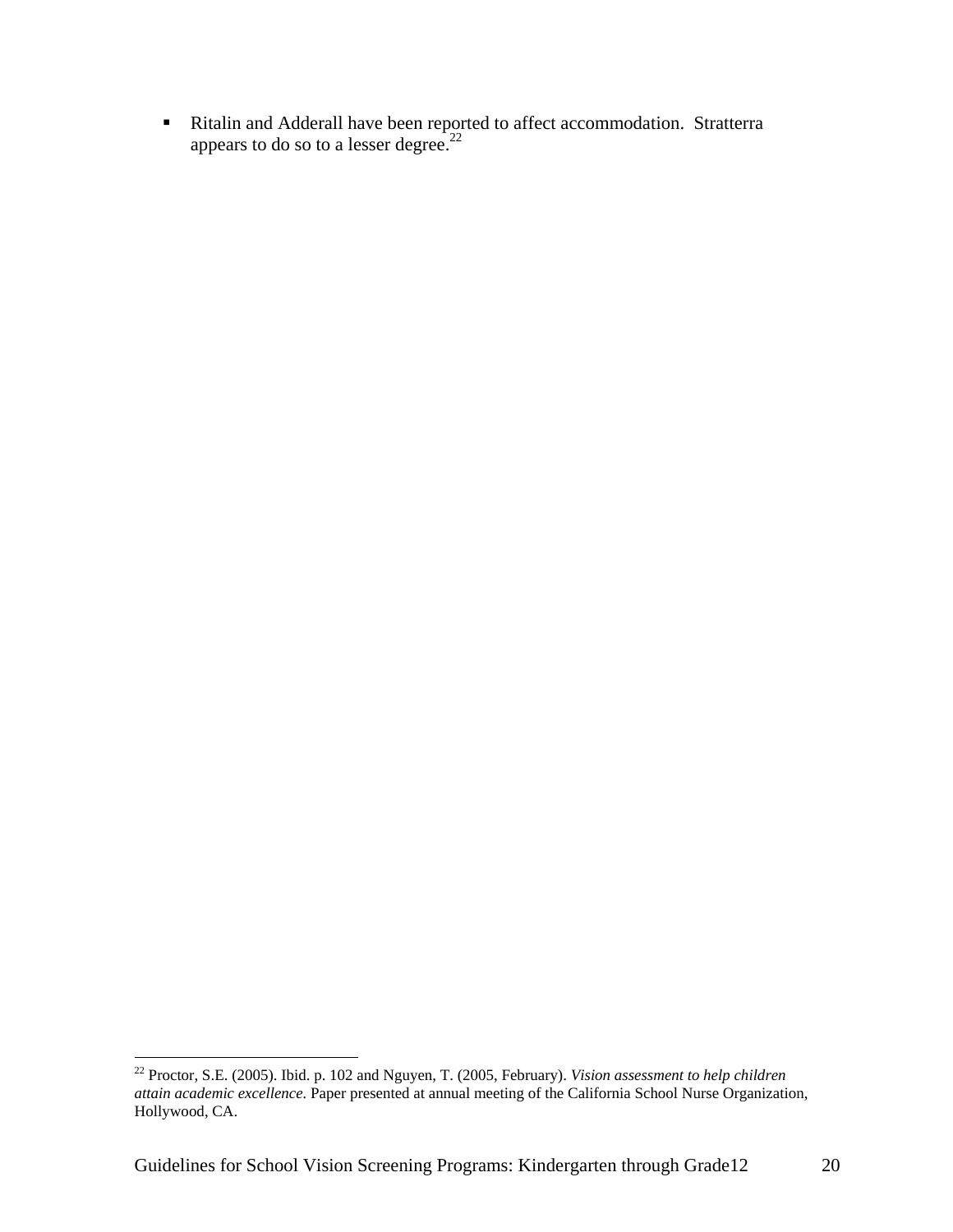- Ritalin and Adderall have been reported to affect accommodation. Stratterra appears to do so to a lesser degree.[22]

---

[22] Proctor, S.E. (2005). Ibid. p. 102 and Nguyen, T. (2005, February). *Vision assessment to help children attain academic excellence.* Paper presented at annual meeting of the California School Nurse Organization, Hollywood, CA.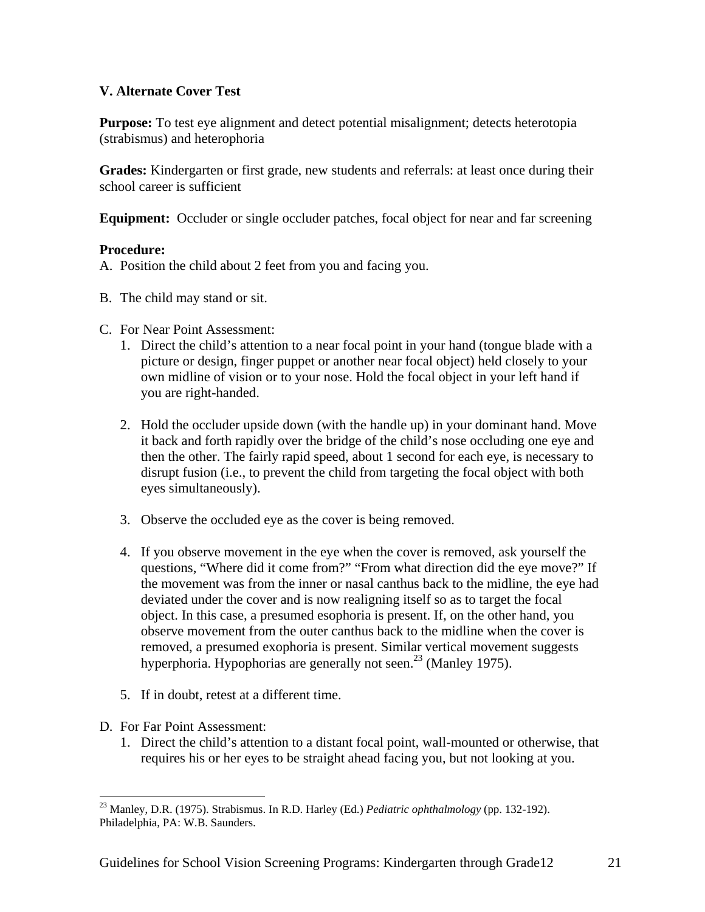## V. Alternate Cover Test

**Purpose:** To test eye alignment and detect potential misalignment; detects heterotopia (strabismus) and heterophoria

**Grades:** Kindergarten or first grade, new students and referrals: at least once during their school career is sufficient

**Equipment:** Occluder or single occluder patches, focal object for near and far screening

**Procedure:**

A. Position the child about 2 feet from you and facing you.

B. The child may stand or sit.

C. For Near Point Assessment:
   1. Direct the child's attention to a near focal point in your hand (tongue blade with a picture or design, finger puppet or another near focal object) held closely to your own midline of vision or to your nose. Hold the focal object in your left hand if you are right-handed.

   2. Hold the occluder upside down (with the handle up) in your dominant hand. Move it back and forth rapidly over the bridge of the child's nose occluding one eye and then the other. The fairly rapid speed, about 1 second for each eye, is necessary to disrupt fusion (i.e., to prevent the child from targeting the focal object with both eyes simultaneously).

   3. Observe the occluded eye as the cover is being removed.

   4. If you observe movement in the eye when the cover is removed, ask yourself the questions, "Where did it come from?" "From what direction did the eye move?" If the movement was from the inner or nasal canthus back to the midline, the eye had deviated under the cover and is now realigning itself so as to target the focal object. In this case, a presumed esophoria is present. If, on the other hand, you observe movement from the outer canthus back to the midline when the cover is removed, a presumed exophoria is present. Similar vertical movement suggests hyperphoria. Hypophorias are generally not seen.[23] (Manley 1975).

   5. If in doubt, retest at a different time.

D. For Far Point Assessment:
   1. Direct the child's attention to a distant focal point, wall-mounted or otherwise, that requires his or her eyes to be straight ahead facing you, but not looking at you.

---

[23] Manley, D.R. (1975). Strabismus. In R.D. Harley (Ed.) *Pediatric ophthalmology* (pp. 132-192). Philadelphia, PA: W.B. Saunders.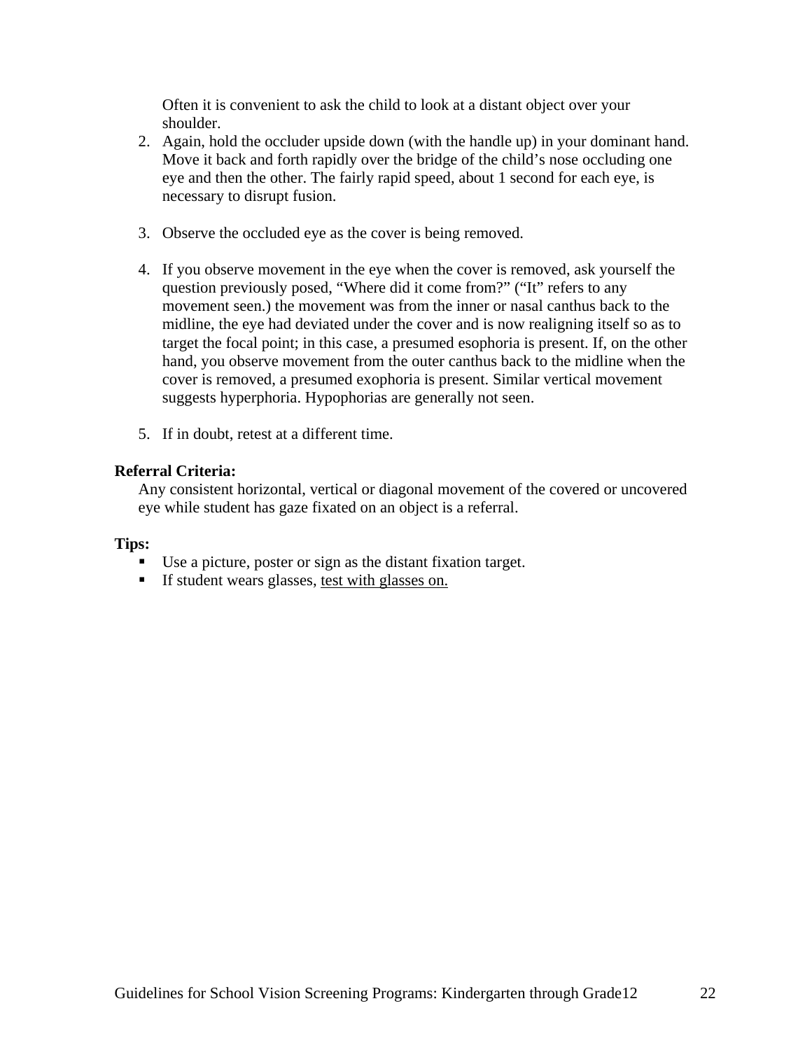Often it is convenient to ask the child to look at a distant object over your shoulder.

2. Again, hold the occluder upside down (with the handle up) in your dominant hand. Move it back and forth rapidly over the bridge of the child's nose occluding one eye and then the other. The fairly rapid speed, about 1 second for each eye, is necessary to disrupt fusion.

3. Observe the occluded eye as the cover is being removed.

4. If you observe movement in the eye when the cover is removed, ask yourself the question previously posed, "Where did it come from?" ("It" refers to any movement seen.) the movement was from the inner or nasal canthus back to the midline, the eye had deviated under the cover and is now realigning itself so as to target the focal point; in this case, a presumed esophoria is present. If, on the other hand, you observe movement from the outer canthus back to the midline when the cover is removed, a presumed exophoria is present. Similar vertical movement suggests hyperphoria. Hypophorias are generally not seen.

5. If in doubt, retest at a different time.

**Referral Criteria:**

Any consistent horizontal, vertical or diagonal movement of the covered or uncovered eye while student has gaze fixated on an object is a referral.

**Tips:**

- Use a picture, poster or sign as the distant fixation target.
- If student wears glasses, test with glasses on.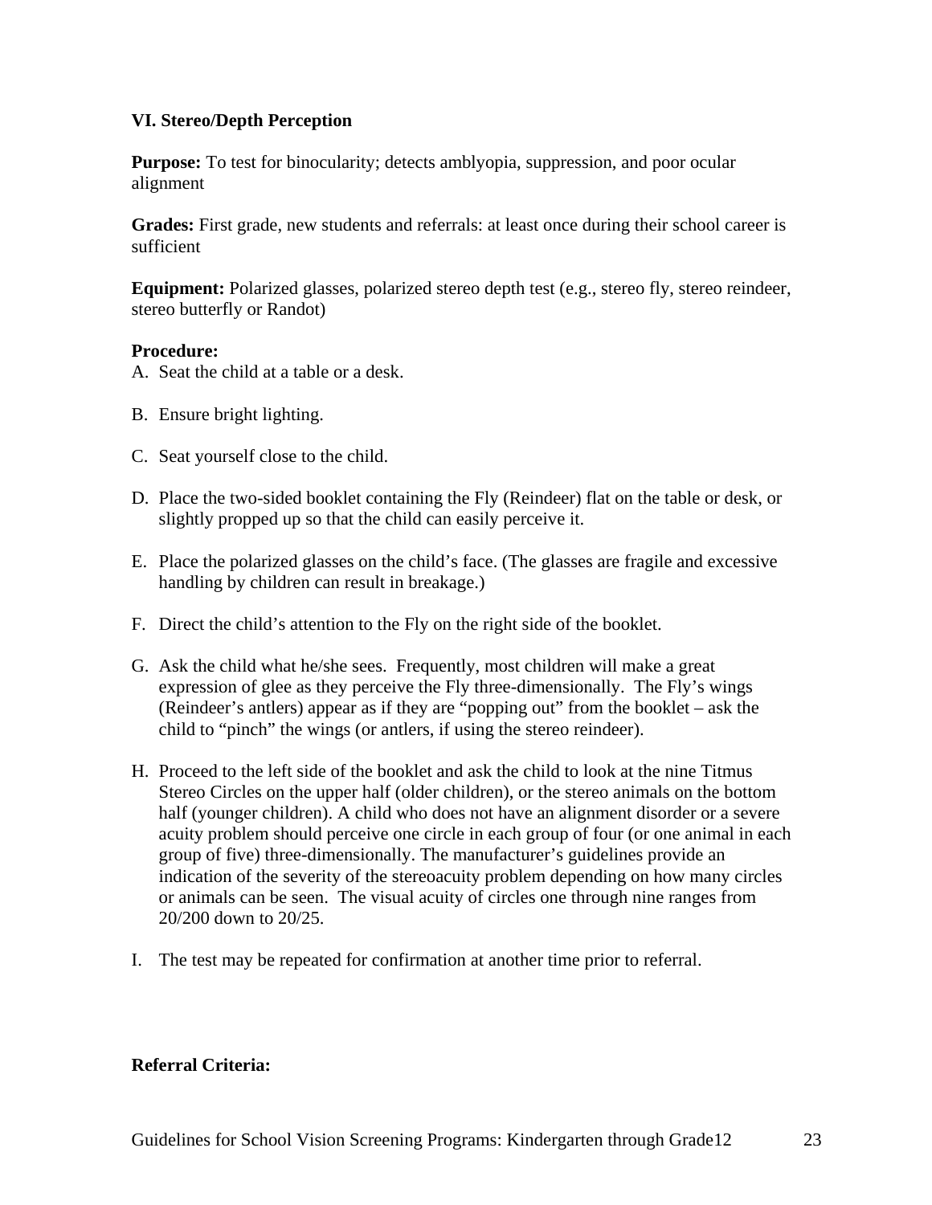## VI. Stereo/Depth Perception

**Purpose:** To test for binocularity; detects amblyopia, suppression, and poor ocular alignment

**Grades:** First grade, new students and referrals: at least once during their school career is sufficient

**Equipment:** Polarized glasses, polarized stereo depth test (e.g., stereo fly, stereo reindeer, stereo butterfly or Randot)

**Procedure:**

A. Seat the child at a table or a desk.

B. Ensure bright lighting.

C. Seat yourself close to the child.

D. Place the two-sided booklet containing the Fly (Reindeer) flat on the table or desk, or slightly propped up so that the child can easily perceive it.

E. Place the polarized glasses on the child's face. (The glasses are fragile and excessive handling by children can result in breakage.)

F. Direct the child's attention to the Fly on the right side of the booklet.

G. Ask the child what he/she sees. Frequently, most children will make a great expression of glee as they perceive the Fly three-dimensionally. The Fly's wings (Reindeer's antlers) appear as if they are "popping out" from the booklet – ask the child to "pinch" the wings (or antlers, if using the stereo reindeer).

H. Proceed to the left side of the booklet and ask the child to look at the nine Titmus Stereo Circles on the upper half (older children), or the stereo animals on the bottom half (younger children). A child who does not have an alignment disorder or a severe acuity problem should perceive one circle in each group of four (or one animal in each group of five) three-dimensionally. The manufacturer's guidelines provide an indication of the severity of the stereoacuity problem depending on how many circles or animals can be seen. The visual acuity of circles one through nine ranges from 20/200 down to 20/25.

I. The test may be repeated for confirmation at another time prior to referral.

**Referral Criteria:**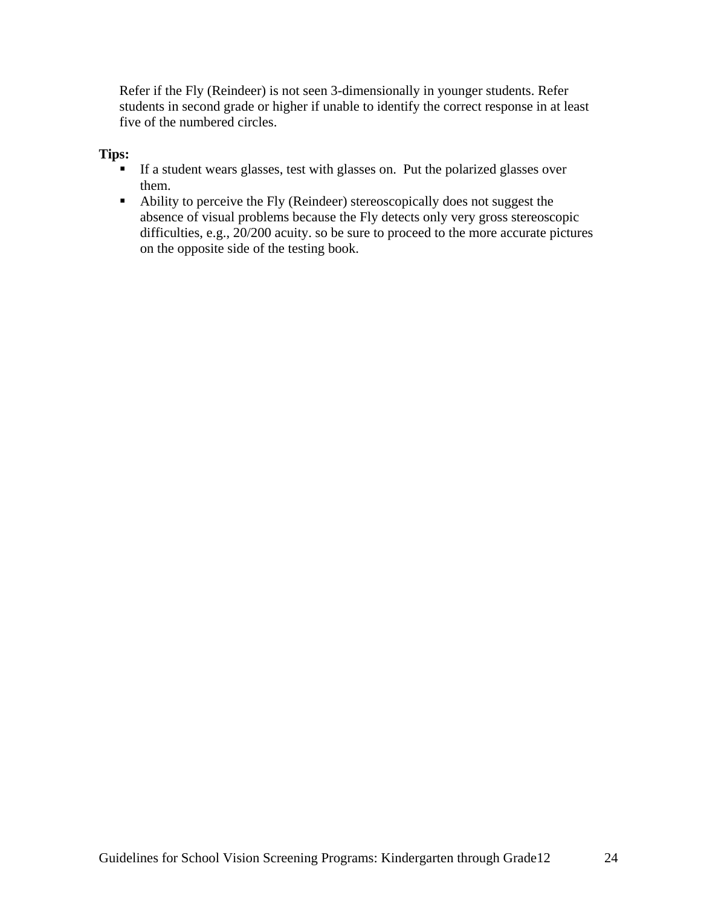Refer if the Fly (Reindeer) is not seen 3-dimensionally in younger students. Refer students in second grade or higher if unable to identify the correct response in at least five of the numbered circles.

**Tips:**

- If a student wears glasses, test with glasses on. Put the polarized glasses over them.
- Ability to perceive the Fly (Reindeer) stereoscopically does not suggest the absence of visual problems because the Fly detects only very gross stereoscopic difficulties, e.g., 20/200 acuity. so be sure to proceed to the more accurate pictures on the opposite side of the testing book.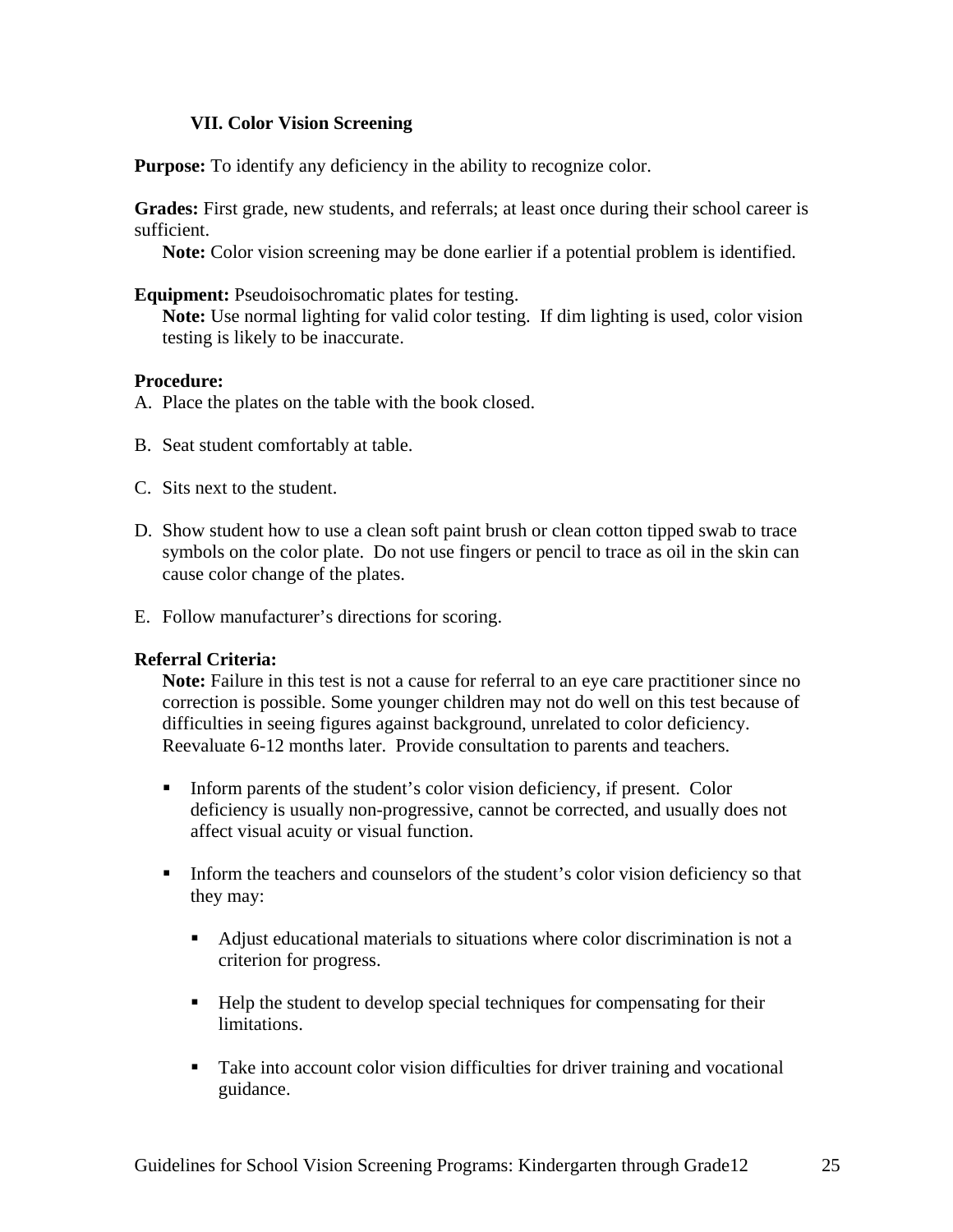### VII. Color Vision Screening

**Purpose:** To identify any deficiency in the ability to recognize color.

**Grades:** First grade, new students, and referrals; at least once during their school career is sufficient.

**Note:** Color vision screening may be done earlier if a potential problem is identified.

**Equipment:** Pseudoisochromatic plates for testing.

**Note:** Use normal lighting for valid color testing. If dim lighting is used, color vision testing is likely to be inaccurate.

**Procedure:**

A. Place the plates on the table with the book closed.

B. Seat student comfortably at table.

C. Sits next to the student.

D. Show student how to use a clean soft paint brush or clean cotton tipped swab to trace symbols on the color plate. Do not use fingers or pencil to trace as oil in the skin can cause color change of the plates.

E. Follow manufacturer's directions for scoring.

**Referral Criteria:**

**Note:** Failure in this test is not a cause for referral to an eye care practitioner since no correction is possible. Some younger children may not do well on this test because of difficulties in seeing figures against background, unrelated to color deficiency. Reevaluate 6-12 months later. Provide consultation to parents and teachers.

- Inform parents of the student's color vision deficiency, if present. Color deficiency is usually non-progressive, cannot be corrected, and usually does not affect visual acuity or visual function.

- Inform the teachers and counselors of the student's color vision deficiency so that they may:

  - Adjust educational materials to situations where color discrimination is not a criterion for progress.

  - Help the student to develop special techniques for compensating for their limitations.

  - Take into account color vision difficulties for driver training and vocational guidance.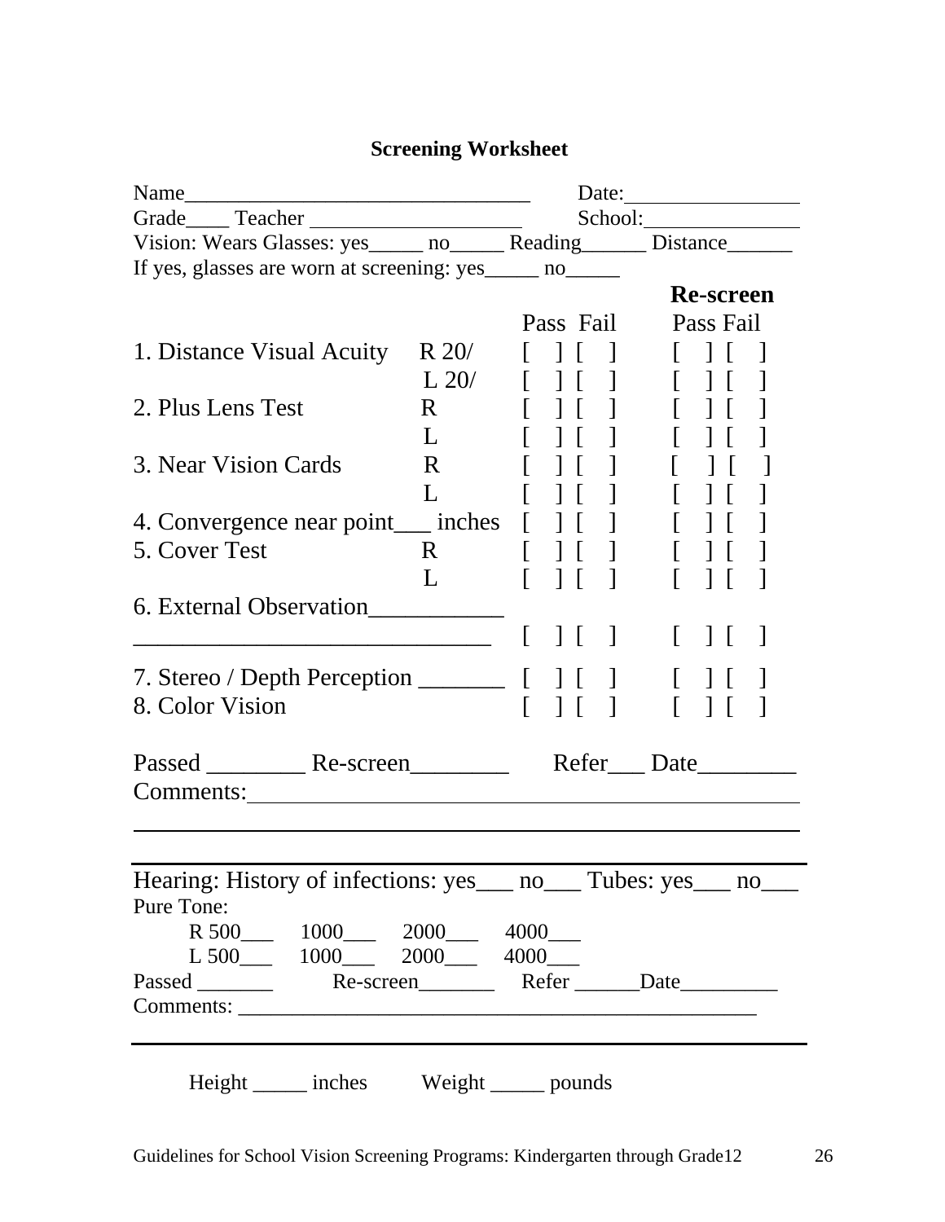## Screening Worksheet

Name________________________________ Date:________________

Grade____ Teacher ____________________ School:_______________

Vision: Wears Glasses: yes_____ no_____ Reading______ Distance______

If yes, glasses are worn at screening: yes_____ no_____

| | | Pass | Fail | Re-screen Pass | Re-screen Fail |
|---|---|---|---|---|---|
| 1. Distance Visual Acuity | R 20/ | [ ] | [ ] | [ ] | [ ] |
| | L 20/ | [ ] | [ ] | [ ] | [ ] |
| 2. Plus Lens Test | R | [ ] | [ ] | [ ] | [ ] |
| | L | [ ] | [ ] | [ ] | [ ] |
| 3. Near Vision Cards | R | [ ] | [ ] | [ ] | [ ] |
| | L | [ ] | [ ] | [ ] | [ ] |
| 4. Convergence near point___ inches | | [ ] | [ ] | [ ] | [ ] |
| 5. Cover Test | R | [ ] | [ ] | [ ] | [ ] |
| | L | [ ] | [ ] | [ ] | [ ] |
| 6. External Observation___________ _____________________________ | | [ ] | [ ] | [ ] | [ ] |
| 7. Stereo / Depth Perception _______ | | [ ] | [ ] | [ ] | [ ] |
| 8. Color Vision | | [ ] | [ ] | [ ] | [ ] |

Passed ________ Re-screen________ Refer___ Date________

Comments:_______________________________________________

_______________________________________________________

---

Hearing: History of infections: yes___ no___ Tubes: yes___ no___

Pure Tone:

R 500___ 1000___ 2000___ 4000___

L 500___ 1000___ 2000___ 4000___

Passed _______ Re-screen_______ Refer ______Date_________

Comments: ______________________________________________

---

Height _____ inches Weight _____ pounds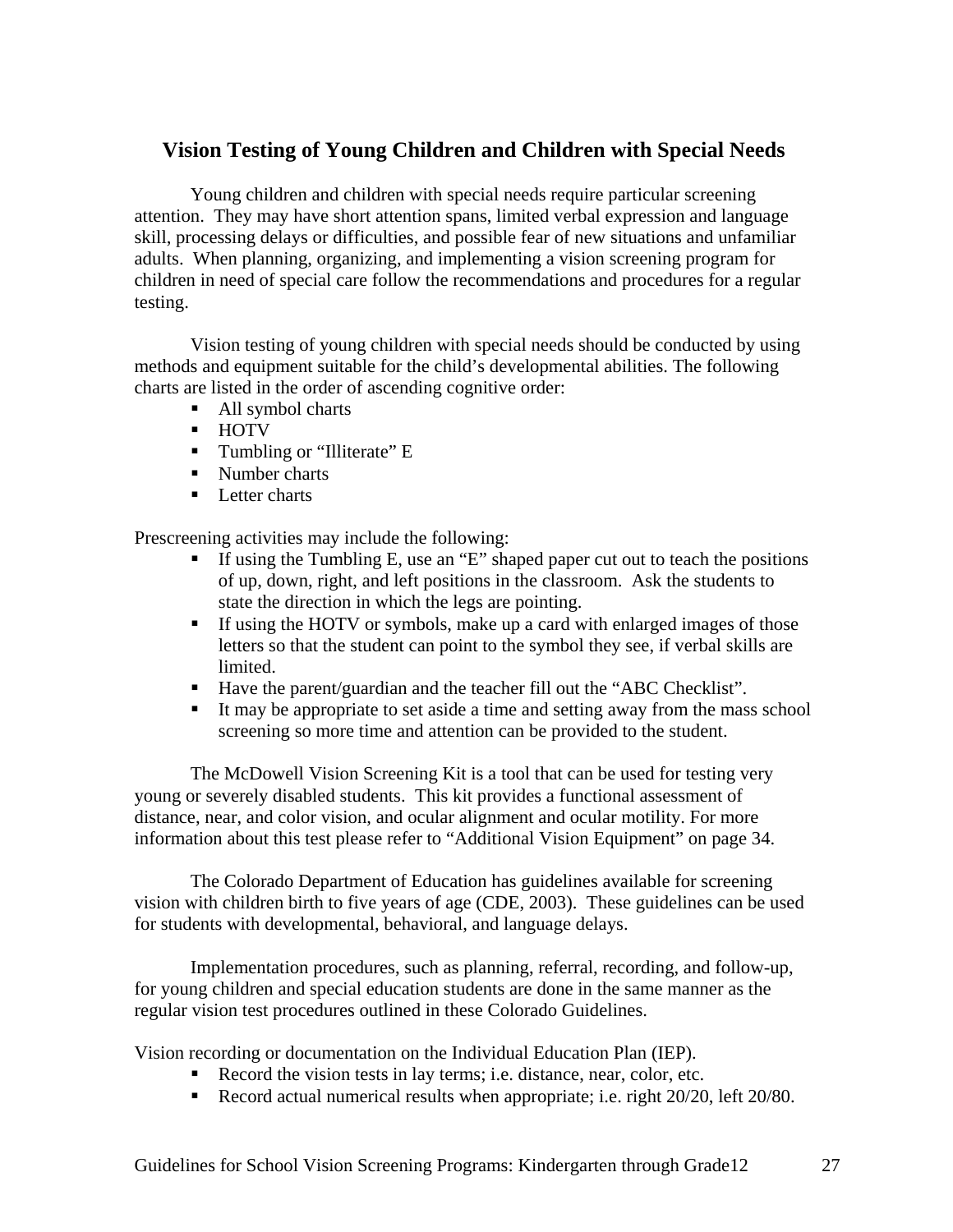## Vision Testing of Young Children and Children with Special Needs

Young children and children with special needs require particular screening attention. They may have short attention spans, limited verbal expression and language skill, processing delays or difficulties, and possible fear of new situations and unfamiliar adults. When planning, organizing, and implementing a vision screening program for children in need of special care follow the recommendations and procedures for a regular testing.

Vision testing of young children with special needs should be conducted by using methods and equipment suitable for the child's developmental abilities. The following charts are listed in the order of ascending cognitive order:

- All symbol charts
- HOTV
- Tumbling or "Illiterate" E
- Number charts
- Letter charts

Prescreening activities may include the following:

- If using the Tumbling E, use an "E" shaped paper cut out to teach the positions of up, down, right, and left positions in the classroom. Ask the students to state the direction in which the legs are pointing.
- If using the HOTV or symbols, make up a card with enlarged images of those letters so that the student can point to the symbol they see, if verbal skills are limited.
- Have the parent/guardian and the teacher fill out the "ABC Checklist".
- It may be appropriate to set aside a time and setting away from the mass school screening so more time and attention can be provided to the student.

The McDowell Vision Screening Kit is a tool that can be used for testing very young or severely disabled students. This kit provides a functional assessment of distance, near, and color vision, and ocular alignment and ocular motility. For more information about this test please refer to "Additional Vision Equipment" on page 34.

The Colorado Department of Education has guidelines available for screening vision with children birth to five years of age (CDE, 2003). These guidelines can be used for students with developmental, behavioral, and language delays.

Implementation procedures, such as planning, referral, recording, and follow-up, for young children and special education students are done in the same manner as the regular vision test procedures outlined in these Colorado Guidelines.

Vision recording or documentation on the Individual Education Plan (IEP).

- Record the vision tests in lay terms; i.e. distance, near, color, etc.
- Record actual numerical results when appropriate; i.e. right 20/20, left 20/80.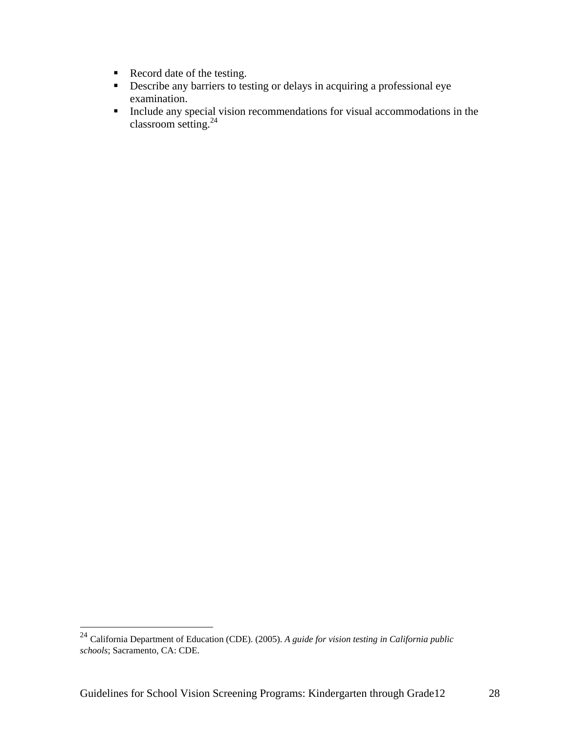- Record date of the testing.
- Describe any barriers to testing or delays in acquiring a professional eye examination.
- Include any special vision recommendations for visual accommodations in the classroom setting.[24]

---

[24] California Department of Education (CDE). (2005). *A guide for vision testing in California public schools*; Sacramento, CA: CDE.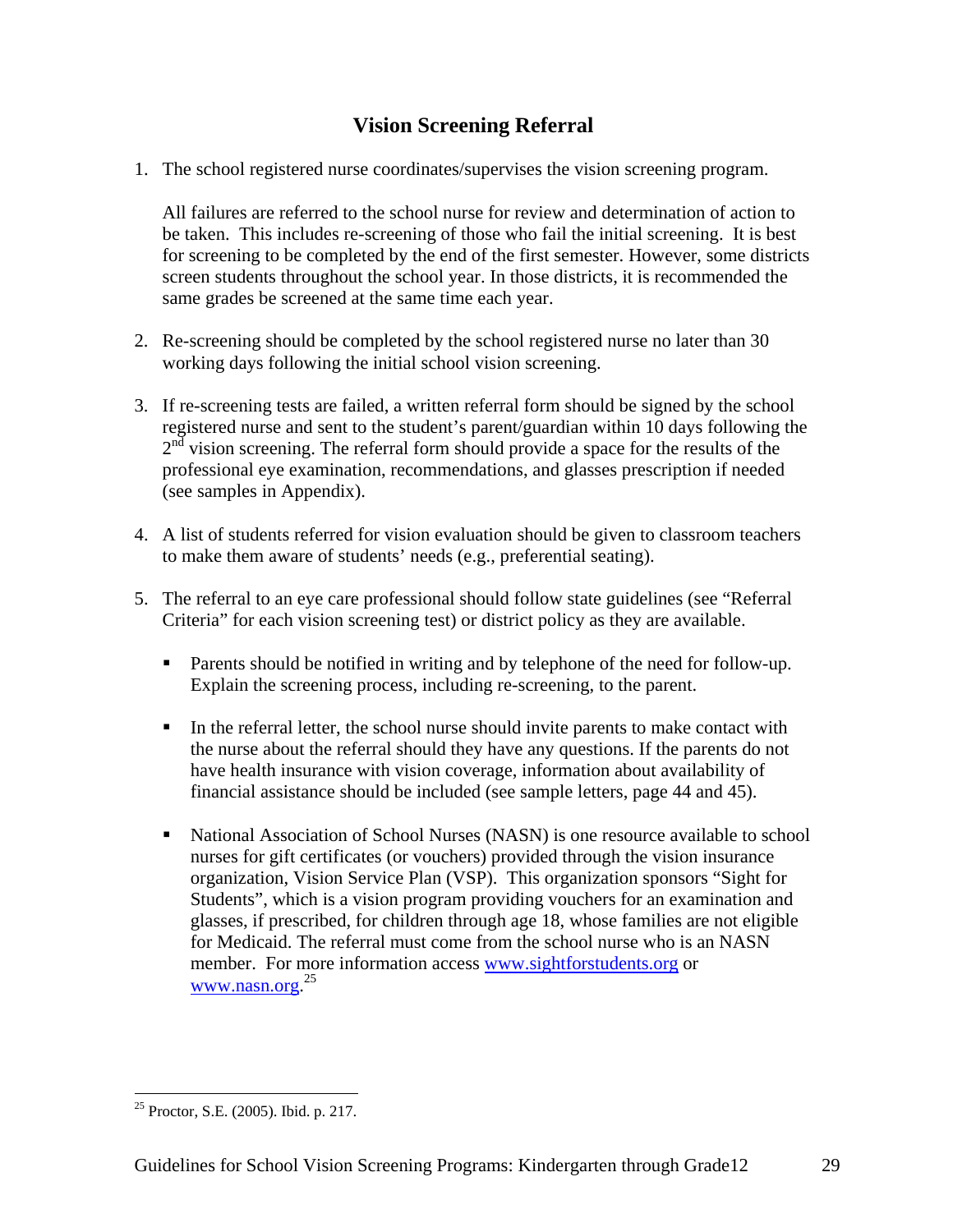# Vision Screening Referral

1. The school registered nurse coordinates/supervises the vision screening program.

   All failures are referred to the school nurse for review and determination of action to be taken. This includes re-screening of those who fail the initial screening. It is best for screening to be completed by the end of the first semester. However, some districts screen students throughout the school year. In those districts, it is recommended the same grades be screened at the same time each year.

2. Re-screening should be completed by the school registered nurse no later than 30 working days following the initial school vision screening.

3. If re-screening tests are failed, a written referral form should be signed by the school registered nurse and sent to the student's parent/guardian within 10 days following the 2nd vision screening. The referral form should provide a space for the results of the professional eye examination, recommendations, and glasses prescription if needed (see samples in Appendix).

4. A list of students referred for vision evaluation should be given to classroom teachers to make them aware of students' needs (e.g., preferential seating).

5. The referral to an eye care professional should follow state guidelines (see "Referral Criteria" for each vision screening test) or district policy as they are available.

   - Parents should be notified in writing and by telephone of the need for follow-up. Explain the screening process, including re-screening, to the parent.

   - In the referral letter, the school nurse should invite parents to make contact with the nurse about the referral should they have any questions. If the parents do not have health insurance with vision coverage, information about availability of financial assistance should be included (see sample letters, page 44 and 45).

   - National Association of School Nurses (NASN) is one resource available to school nurses for gift certificates (or vouchers) provided through the vision insurance organization, Vision Service Plan (VSP). This organization sponsors "Sight for Students", which is a vision program providing vouchers for an examination and glasses, if prescribed, for children through age 18, whose families are not eligible for Medicaid. The referral must come from the school nurse who is an NASN member. For more information access www.sightforstudents.org or www.nasn.org.[25]

[25] Proctor, S.E. (2005). Ibid. p. 217.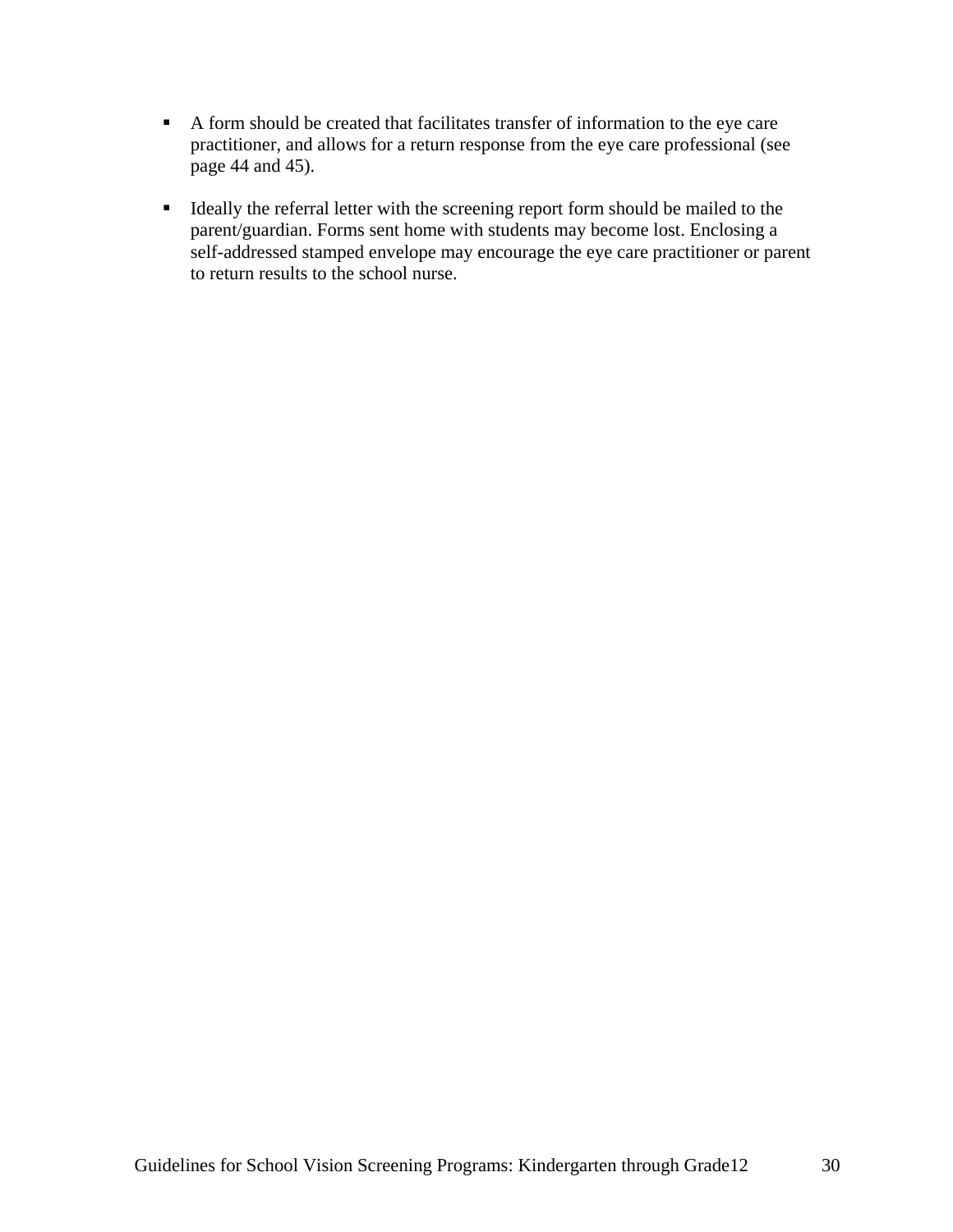- A form should be created that facilitates transfer of information to the eye care practitioner, and allows for a return response from the eye care professional (see page 44 and 45).

- Ideally the referral letter with the screening report form should be mailed to the parent/guardian. Forms sent home with students may become lost. Enclosing a self-addressed stamped envelope may encourage the eye care practitioner or parent to return results to the school nurse.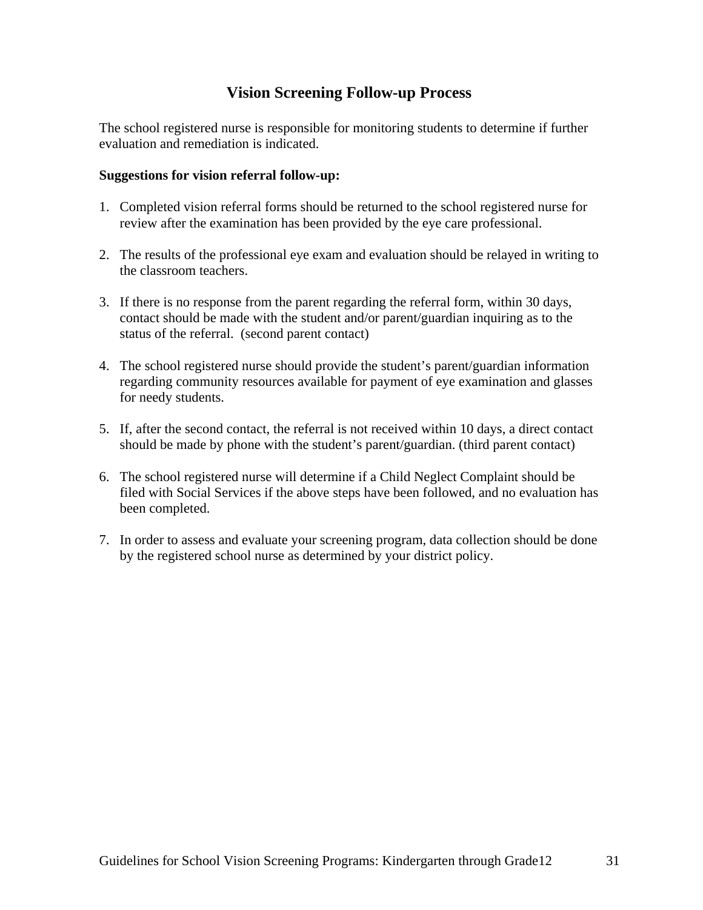## Vision Screening Follow-up Process

The school registered nurse is responsible for monitoring students to determine if further evaluation and remediation is indicated.

**Suggestions for vision referral follow-up:**

1. Completed vision referral forms should be returned to the school registered nurse for review after the examination has been provided by the eye care professional.

2. The results of the professional eye exam and evaluation should be relayed in writing to the classroom teachers.

3. If there is no response from the parent regarding the referral form, within 30 days, contact should be made with the student and/or parent/guardian inquiring as to the status of the referral. (second parent contact)

4. The school registered nurse should provide the student's parent/guardian information regarding community resources available for payment of eye examination and glasses for needy students.

5. If, after the second contact, the referral is not received within 10 days, a direct contact should be made by phone with the student's parent/guardian. (third parent contact)

6. The school registered nurse will determine if a Child Neglect Complaint should be filed with Social Services if the above steps have been followed, and no evaluation has been completed.

7. In order to assess and evaluate your screening program, data collection should be done by the registered school nurse as determined by your district policy.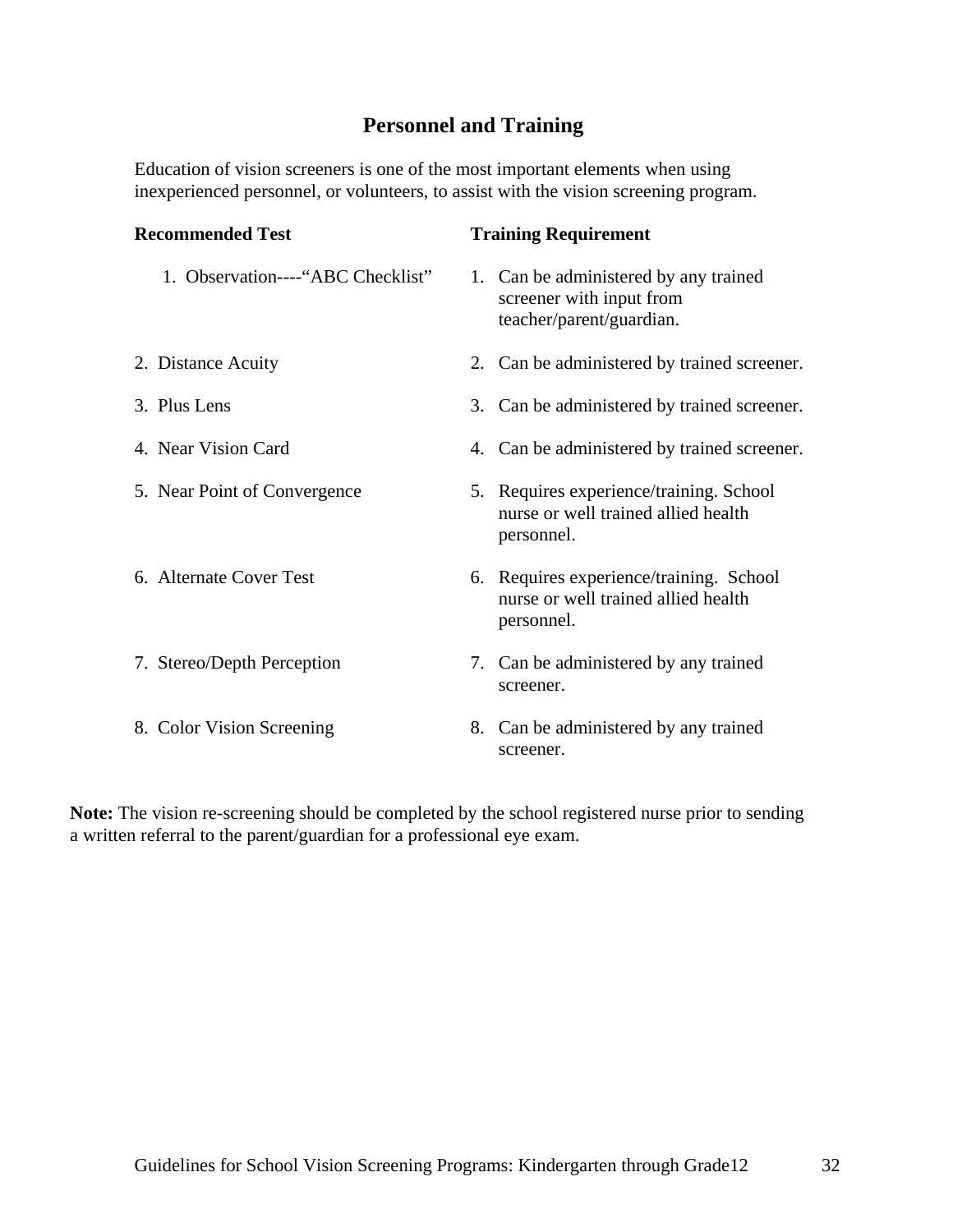## Personnel and Training

Education of vision screeners is one of the most important elements when using inexperienced personnel, or volunteers, to assist with the vision screening program.

| Recommended Test | Training Requirement |
| --- | --- |
| 1. Observation----“ABC Checklist” | 1. Can be administered by any trained screener with input from teacher/parent/guardian. |
| 2. Distance Acuity | 2. Can be administered by trained screener. |
| 3. Plus Lens | 3. Can be administered by trained screener. |
| 4. Near Vision Card | 4. Can be administered by trained screener. |
| 5. Near Point of Convergence | 5. Requires experience/training. School nurse or well trained allied health personnel. |
| 6. Alternate Cover Test | 6. Requires experience/training. School nurse or well trained allied health personnel. |
| 7. Stereo/Depth Perception | 7. Can be administered by any trained screener. |
| 8. Color Vision Screening | 8. Can be administered by any trained screener. |

**Note:** The vision re-screening should be completed by the school registered nurse prior to sending a written referral to the parent/guardian for a professional eye exam.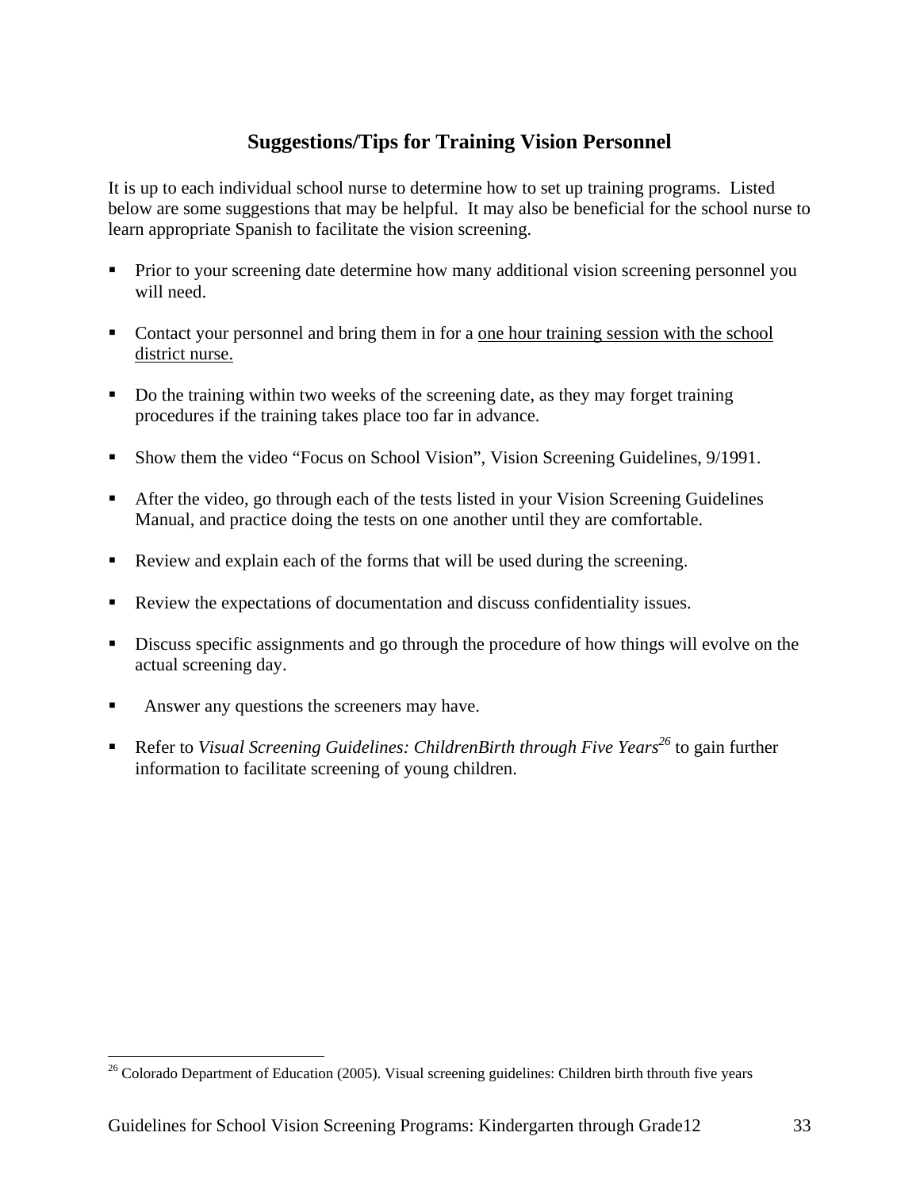## Suggestions/Tips for Training Vision Personnel

It is up to each individual school nurse to determine how to set up training programs. Listed below are some suggestions that may be helpful. It may also be beneficial for the school nurse to learn appropriate Spanish to facilitate the vision screening.

- Prior to your screening date determine how many additional vision screening personnel you will need.
- Contact your personnel and bring them in for a <u>one hour training session with the school district nurse.</u>
- Do the training within two weeks of the screening date, as they may forget training procedures if the training takes place too far in advance.
- Show them the video "Focus on School Vision", Vision Screening Guidelines, 9/1991.
- After the video, go through each of the tests listed in your Vision Screening Guidelines Manual, and practice doing the tests on one another until they are comfortable.
- Review and explain each of the forms that will be used during the screening.
- Review the expectations of documentation and discuss confidentiality issues.
- Discuss specific assignments and go through the procedure of how things will evolve on the actual screening day.
- Answer any questions the screeners may have.
- Refer to *Visual Screening Guidelines: ChildrenBirth through Five Years*[26] to gain further information to facilitate screening of young children.

---

[26] Colorado Department of Education (2005). Visual screening guidelines: Children birth throuth five years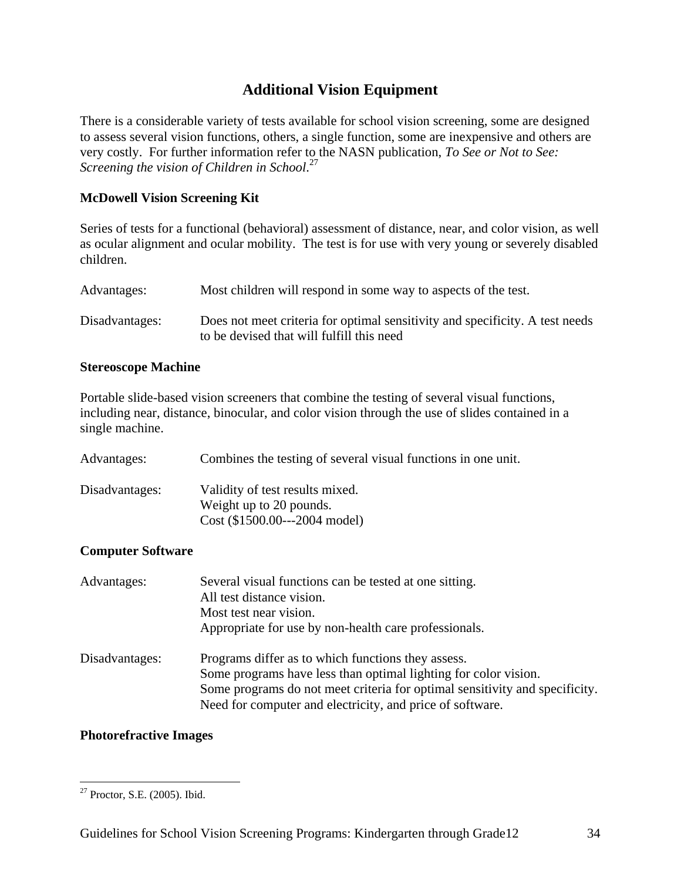## Additional Vision Equipment

There is a considerable variety of tests available for school vision screening, some are designed to assess several vision functions, others, a single function, some are inexpensive and others are very costly. For further information refer to the NASN publication, *To See or Not to See: Screening the vision of Children in School*.[27]

### McDowell Vision Screening Kit

Series of tests for a functional (behavioral) assessment of distance, near, and color vision, as well as ocular alignment and ocular mobility. The test is for use with very young or severely disabled children.

| | |
|---|---|
| Advantages: | Most children will respond in some way to aspects of the test. |
| Disadvantages: | Does not meet criteria for optimal sensitivity and specificity. A test needs to be devised that will fulfill this need |

### Stereoscope Machine

Portable slide-based vision screeners that combine the testing of several visual functions, including near, distance, binocular, and color vision through the use of slides contained in a single machine.

| | |
|---|---|
| Advantages: | Combines the testing of several visual functions in one unit. |
| Disadvantages: | Validity of test results mixed.<br>Weight up to 20 pounds.<br>Cost ($1500.00---2004 model) |

### Computer Software

| | |
|---|---|
| Advantages: | Several visual functions can be tested at one sitting.<br>All test distance vision.<br>Most test near vision.<br>Appropriate for use by non-health care professionals. |
| Disadvantages: | Programs differ as to which functions they assess.<br>Some programs have less than optimal lighting for color vision.<br>Some programs do not meet criteria for optimal sensitivity and specificity.<br>Need for computer and electricity, and price of software. |

### Photorefractive Images

[27] Proctor, S.E. (2005). Ibid.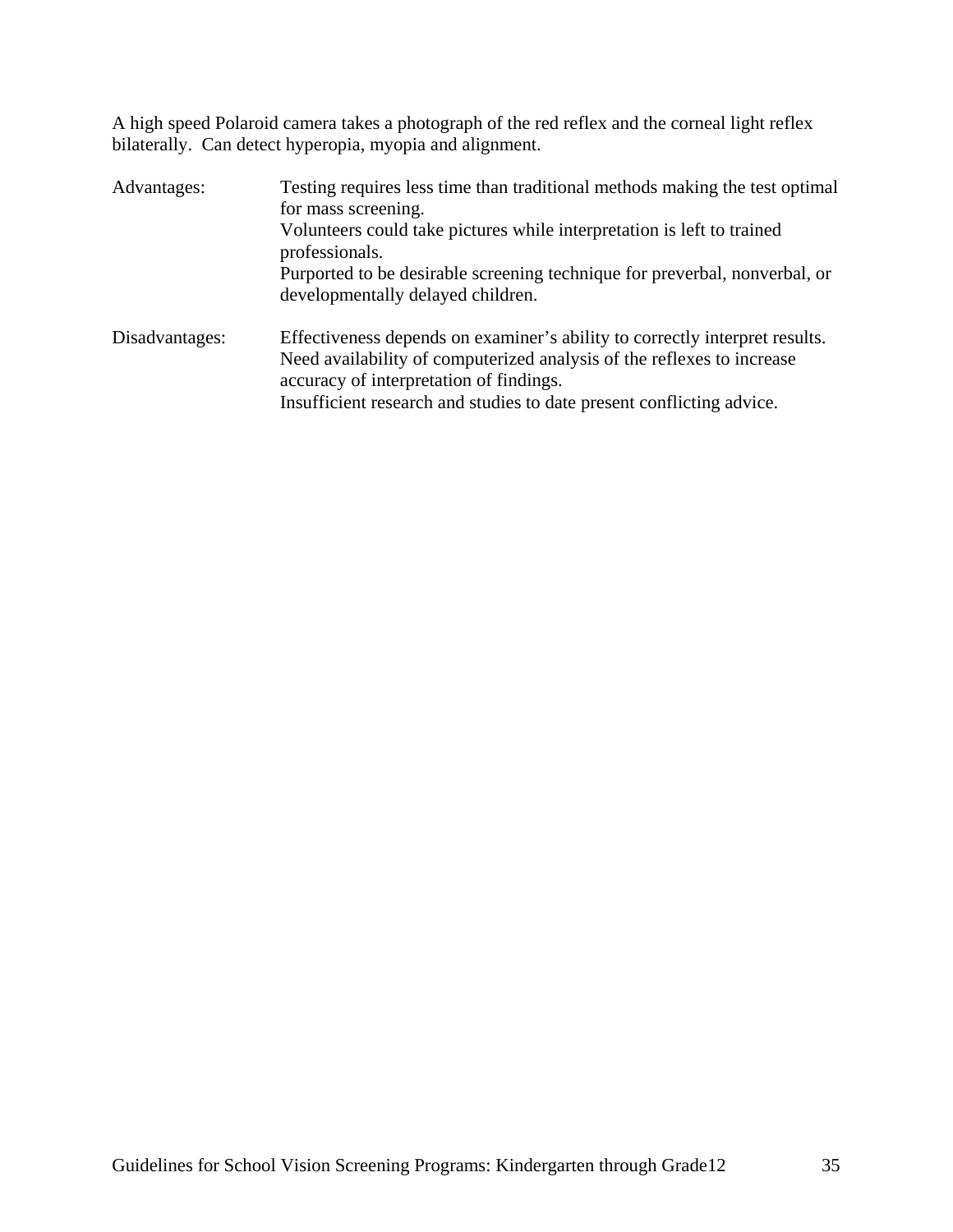A high speed Polaroid camera takes a photograph of the red reflex and the corneal light reflex bilaterally. Can detect hyperopia, myopia and alignment.

Advantages: Testing requires less time than traditional methods making the test optimal for mass screening.
Volunteers could take pictures while interpretation is left to trained professionals.
Purported to be desirable screening technique for preverbal, nonverbal, or developmentally delayed children.

Disadvantages: Effectiveness depends on examiner's ability to correctly interpret results.
Need availability of computerized analysis of the reflexes to increase accuracy of interpretation of findings.
Insufficient research and studies to date present conflicting advice.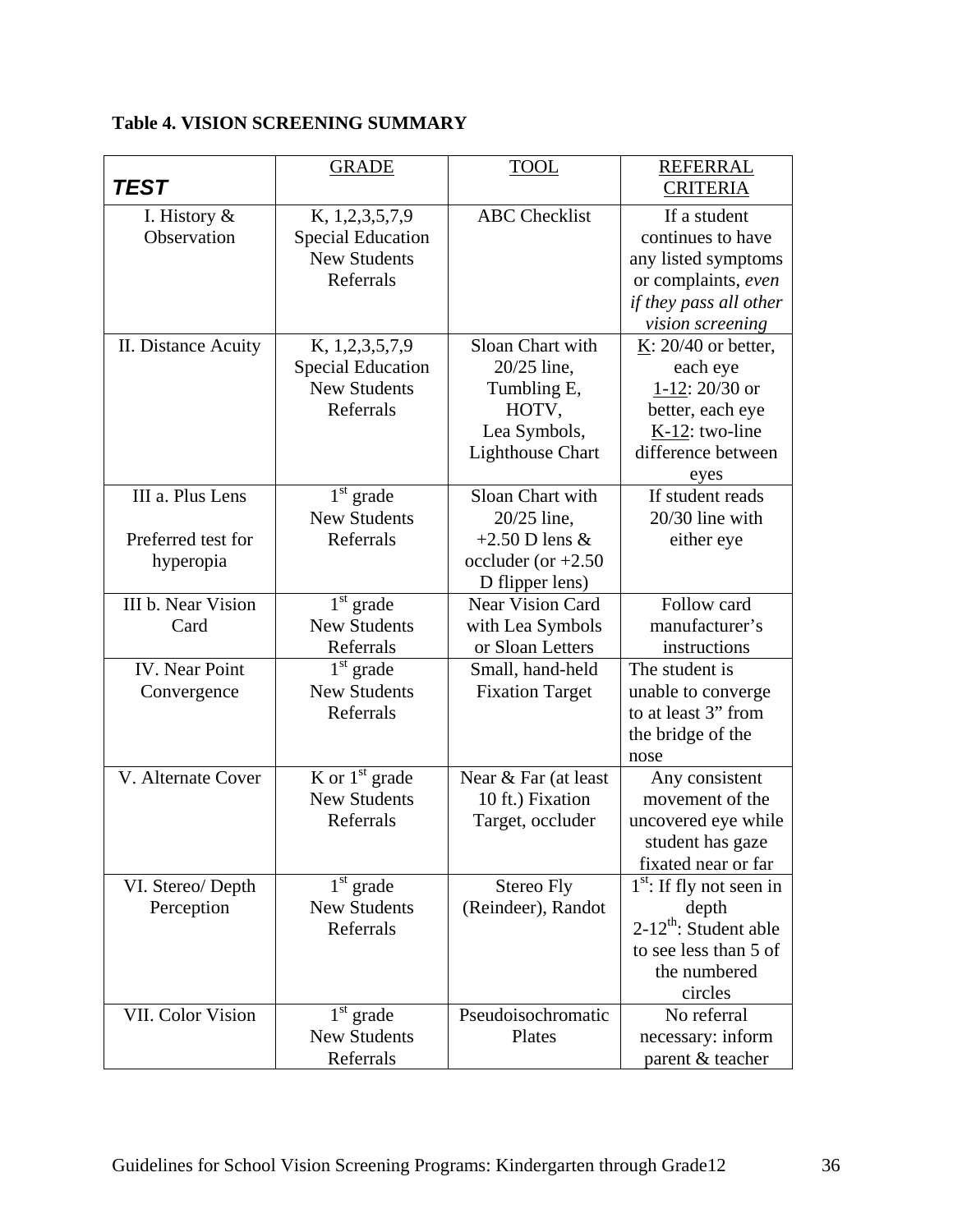**Table 4. VISION SCREENING SUMMARY**

| ***TEST*** | GRADE | TOOL | REFERRAL CRITERIA |
|---|---|---|---|
| I. History & Observation | K, 1,2,3,5,7,9<br>Special Education<br>New Students<br>Referrals | ABC Checklist | If a student continues to have any listed symptoms or complaints, *even if they pass all other vision screening* |
| II. Distance Acuity | K, 1,2,3,5,7,9<br>Special Education<br>New Students<br>Referrals | Sloan Chart with 20/25 line,<br>Tumbling E,<br>HOTV,<br>Lea Symbols,<br>Lighthouse Chart | K: 20/40 or better, each eye<br>1-12: 20/30 or better, each eye<br>K-12: two-line difference between eyes |
| III a. Plus Lens<br><br>Preferred test for hyperopia | 1st grade<br>New Students<br>Referrals | Sloan Chart with 20/25 line,<br>+2.50 D lens & occluder (or +2.50 D flipper lens) | If student reads 20/30 line with either eye |
| III b. Near Vision Card | 1st grade<br>New Students<br>Referrals | Near Vision Card with Lea Symbols or Sloan Letters | Follow card manufacturer's instructions |
| IV. Near Point Convergence | 1st grade<br>New Students<br>Referrals | Small, hand-held Fixation Target | The student is unable to converge to at least 3" from the bridge of the nose |
| V. Alternate Cover | K or 1st grade<br>New Students<br>Referrals | Near & Far (at least 10 ft.) Fixation Target, occluder | Any consistent movement of the uncovered eye while student has gaze fixated near or far |
| VI. Stereo/ Depth Perception | 1st grade<br>New Students<br>Referrals | Stereo Fly (Reindeer), Randot | 1st: If fly not seen in depth<br>2-12th: Student able to see less than 5 of the numbered circles |
| VII. Color Vision | 1st grade<br>New Students<br>Referrals | Pseudoisochromatic Plates | No referral necessary: inform parent & teacher |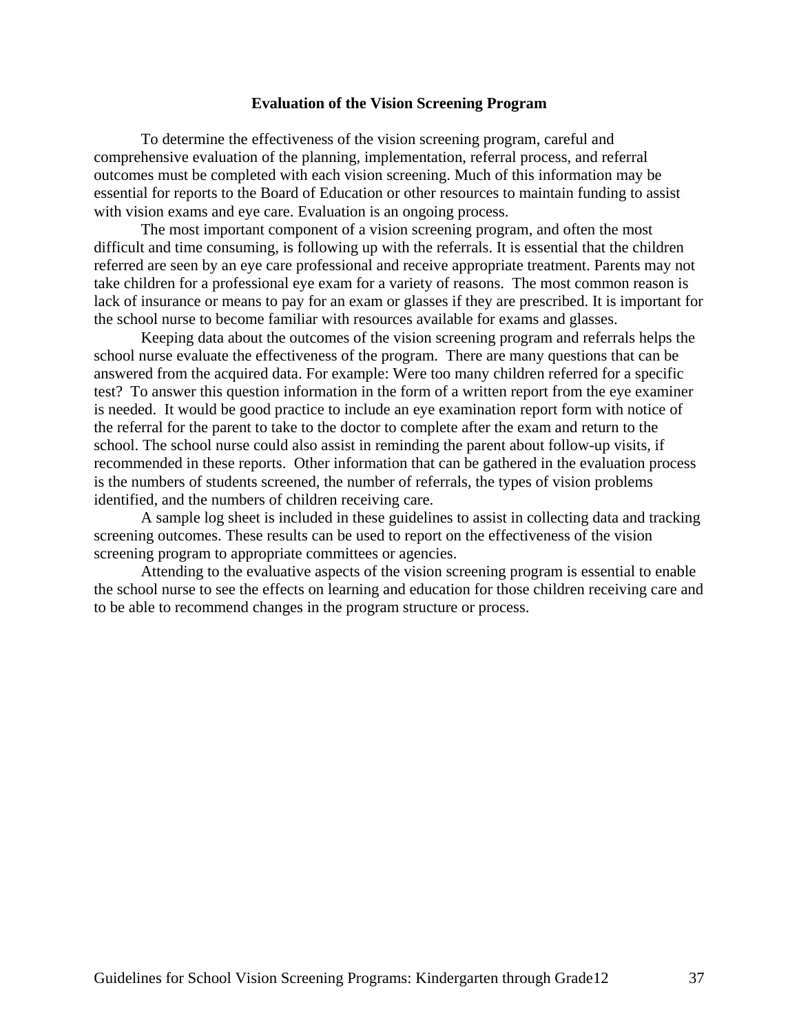## Evaluation of the Vision Screening Program

To determine the effectiveness of the vision screening program, careful and comprehensive evaluation of the planning, implementation, referral process, and referral outcomes must be completed with each vision screening. Much of this information may be essential for reports to the Board of Education or other resources to maintain funding to assist with vision exams and eye care. Evaluation is an ongoing process.

The most important component of a vision screening program, and often the most difficult and time consuming, is following up with the referrals. It is essential that the children referred are seen by an eye care professional and receive appropriate treatment. Parents may not take children for a professional eye exam for a variety of reasons. The most common reason is lack of insurance or means to pay for an exam or glasses if they are prescribed. It is important for the school nurse to become familiar with resources available for exams and glasses.

Keeping data about the outcomes of the vision screening program and referrals helps the school nurse evaluate the effectiveness of the program. There are many questions that can be answered from the acquired data. For example: Were too many children referred for a specific test? To answer this question information in the form of a written report from the eye examiner is needed. It would be good practice to include an eye examination report form with notice of the referral for the parent to take to the doctor to complete after the exam and return to the school. The school nurse could also assist in reminding the parent about follow-up visits, if recommended in these reports. Other information that can be gathered in the evaluation process is the numbers of students screened, the number of referrals, the types of vision problems identified, and the numbers of children receiving care.

A sample log sheet is included in these guidelines to assist in collecting data and tracking screening outcomes. These results can be used to report on the effectiveness of the vision screening program to appropriate committees or agencies.

Attending to the evaluative aspects of the vision screening program is essential to enable the school nurse to see the effects on learning and education for those children receiving care and to be able to recommend changes in the program structure or process.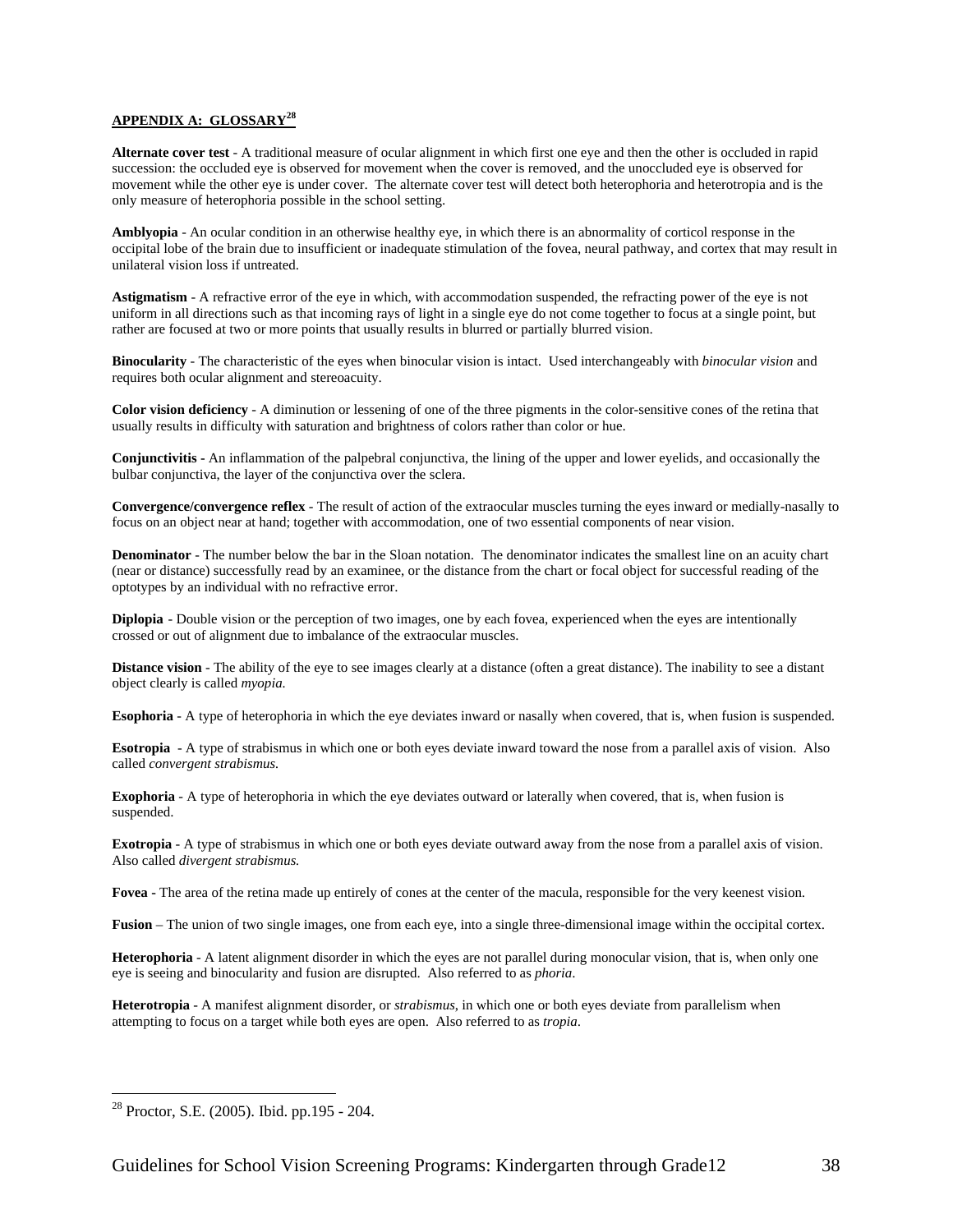## APPENDIX A: GLOSSARY[28]

**Alternate cover test** - A traditional measure of ocular alignment in which first one eye and then the other is occluded in rapid succession: the occluded eye is observed for movement when the cover is removed, and the unoccluded eye is observed for movement while the other eye is under cover. The alternate cover test will detect both heterophoria and heterotropia and is the only measure of heterophoria possible in the school setting.

**Amblyopia** - An ocular condition in an otherwise healthy eye, in which there is an abnormality of corticol response in the occipital lobe of the brain due to insufficient or inadequate stimulation of the fovea, neural pathway, and cortex that may result in unilateral vision loss if untreated.

**Astigmatism** - A refractive error of the eye in which, with accommodation suspended, the refracting power of the eye is not uniform in all directions such as that incoming rays of light in a single eye do not come together to focus at a single point, but rather are focused at two or more points that usually results in blurred or partially blurred vision.

**Binocularity** - The characteristic of the eyes when binocular vision is intact. Used interchangeably with *binocular vision* and requires both ocular alignment and stereoacuity.

**Color vision deficiency** - A diminution or lessening of one of the three pigments in the color-sensitive cones of the retina that usually results in difficulty with saturation and brightness of colors rather than color or hue.

**Conjunctivitis -** An inflammation of the palpebral conjunctiva, the lining of the upper and lower eyelids, and occasionally the bulbar conjunctiva, the layer of the conjunctiva over the sclera.

**Convergence/convergence reflex** - The result of action of the extraocular muscles turning the eyes inward or medially-nasally to focus on an object near at hand; together with accommodation, one of two essential components of near vision.

**Denominator** - The number below the bar in the Sloan notation. The denominator indicates the smallest line on an acuity chart (near or distance) successfully read by an examinee, or the distance from the chart or focal object for successful reading of the optotypes by an individual with no refractive error.

**Diplopia** - Double vision or the perception of two images, one by each fovea, experienced when the eyes are intentionally crossed or out of alignment due to imbalance of the extraocular muscles.

**Distance vision** - The ability of the eye to see images clearly at a distance (often a great distance). The inability to see a distant object clearly is called *myopia.*

**Esophoria** - A type of heterophoria in which the eye deviates inward or nasally when covered, that is, when fusion is suspended.

**Esotropia** - A type of strabismus in which one or both eyes deviate inward toward the nose from a parallel axis of vision. Also called *convergent strabismus.*

**Exophoria** - A type of heterophoria in which the eye deviates outward or laterally when covered, that is, when fusion is suspended.

**Exotropia** - A type of strabismus in which one or both eyes deviate outward away from the nose from a parallel axis of vision. Also called *divergent strabismus.*

**Fovea -** The area of the retina made up entirely of cones at the center of the macula, responsible for the very keenest vision.

**Fusion** – The union of two single images, one from each eye, into a single three-dimensional image within the occipital cortex.

**Heterophoria** - A latent alignment disorder in which the eyes are not parallel during monocular vision, that is, when only one eye is seeing and binocularity and fusion are disrupted. Also referred to as *phoria*.

**Heterotropia** - A manifest alignment disorder, or *strabismus,* in which one or both eyes deviate from parallelism when attempting to focus on a target while both eyes are open. Also referred to as *tropia*.

---

[28] Proctor, S.E. (2005). Ibid. pp.195 - 204.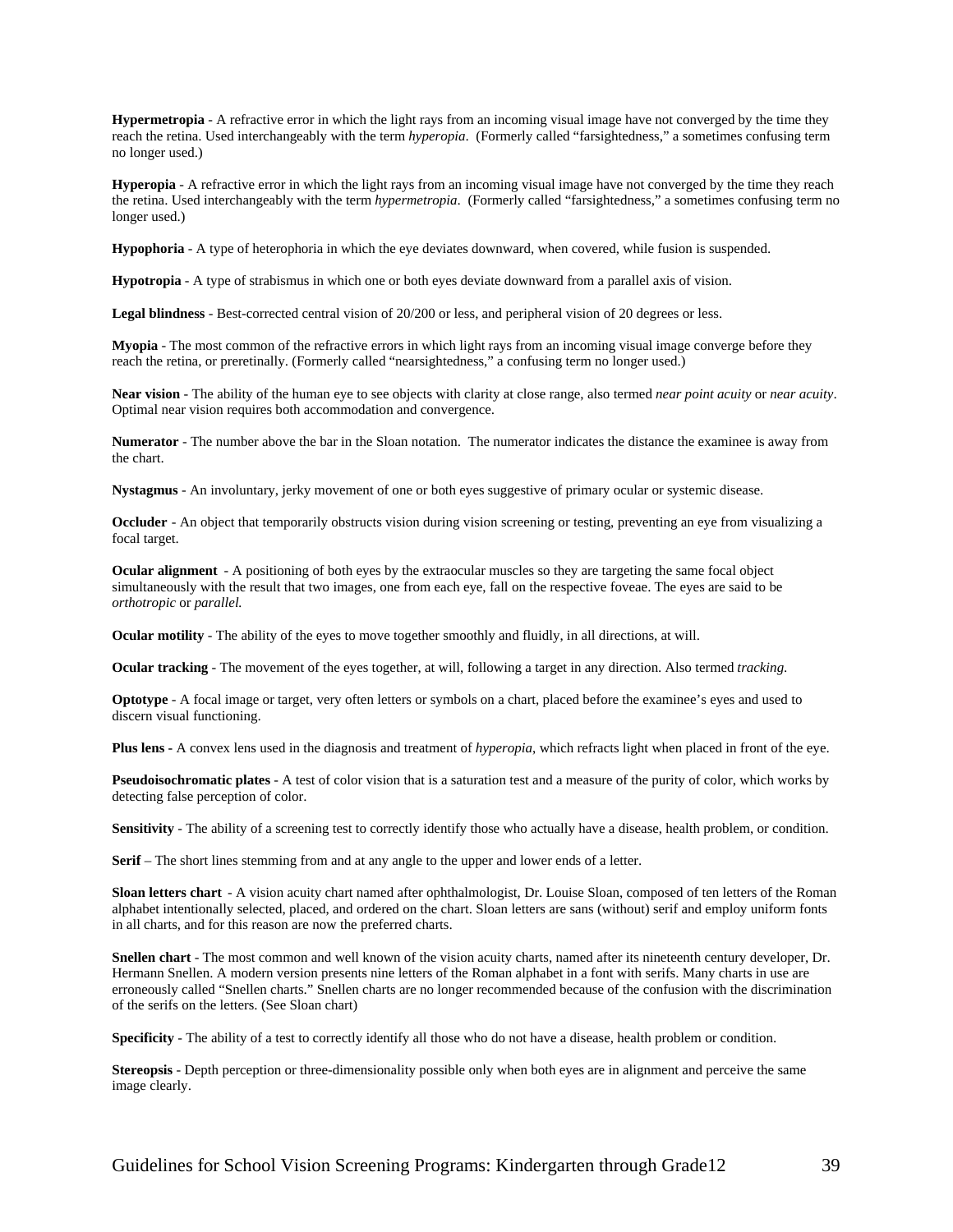**Hypermetropia** - A refractive error in which the light rays from an incoming visual image have not converged by the time they reach the retina. Used interchangeably with the term *hyperopia*. (Formerly called "farsightedness," a sometimes confusing term no longer used.)

**Hyperopia** - A refractive error in which the light rays from an incoming visual image have not converged by the time they reach the retina. Used interchangeably with the term *hypermetropia*. (Formerly called "farsightedness," a sometimes confusing term no longer used.)

**Hypophoria** - A type of heterophoria in which the eye deviates downward, when covered, while fusion is suspended.

**Hypotropia** - A type of strabismus in which one or both eyes deviate downward from a parallel axis of vision.

**Legal blindness** - Best-corrected central vision of 20/200 or less, and peripheral vision of 20 degrees or less.

**Myopia** - The most common of the refractive errors in which light rays from an incoming visual image converge before they reach the retina, or preretinally. (Formerly called "nearsightedness," a confusing term no longer used.)

**Near vision** - The ability of the human eye to see objects with clarity at close range, also termed *near point acuity* or *near acuity*. Optimal near vision requires both accommodation and convergence.

**Numerator** - The number above the bar in the Sloan notation. The numerator indicates the distance the examinee is away from the chart.

**Nystagmus** - An involuntary, jerky movement of one or both eyes suggestive of primary ocular or systemic disease.

**Occluder** - An object that temporarily obstructs vision during vision screening or testing, preventing an eye from visualizing a focal target.

**Ocular alignment** - A positioning of both eyes by the extraocular muscles so they are targeting the same focal object simultaneously with the result that two images, one from each eye, fall on the respective foveae. The eyes are said to be *orthotropic* or *parallel.*

**Ocular motility** - The ability of the eyes to move together smoothly and fluidly, in all directions, at will.

**Ocular tracking** - The movement of the eyes together, at will, following a target in any direction. Also termed *tracking.*

**Optotype** - A focal image or target, very often letters or symbols on a chart, placed before the examinee's eyes and used to discern visual functioning.

**Plus lens -** A convex lens used in the diagnosis and treatment of *hyperopia*, which refracts light when placed in front of the eye.

**Pseudoisochromatic plates** - A test of color vision that is a saturation test and a measure of the purity of color, which works by detecting false perception of color.

**Sensitivity** - The ability of a screening test to correctly identify those who actually have a disease, health problem, or condition.

**Serif** – The short lines stemming from and at any angle to the upper and lower ends of a letter.

**Sloan letters chart** - A vision acuity chart named after ophthalmologist, Dr. Louise Sloan, composed of ten letters of the Roman alphabet intentionally selected, placed, and ordered on the chart. Sloan letters are sans (without) serif and employ uniform fonts in all charts, and for this reason are now the preferred charts.

**Snellen chart** - The most common and well known of the vision acuity charts, named after its nineteenth century developer, Dr. Hermann Snellen. A modern version presents nine letters of the Roman alphabet in a font with serifs. Many charts in use are erroneously called "Snellen charts." Snellen charts are no longer recommended because of the confusion with the discrimination of the serifs on the letters. (See Sloan chart)

**Specificity** - The ability of a test to correctly identify all those who do not have a disease, health problem or condition.

**Stereopsis** - Depth perception or three-dimensionality possible only when both eyes are in alignment and perceive the same image clearly.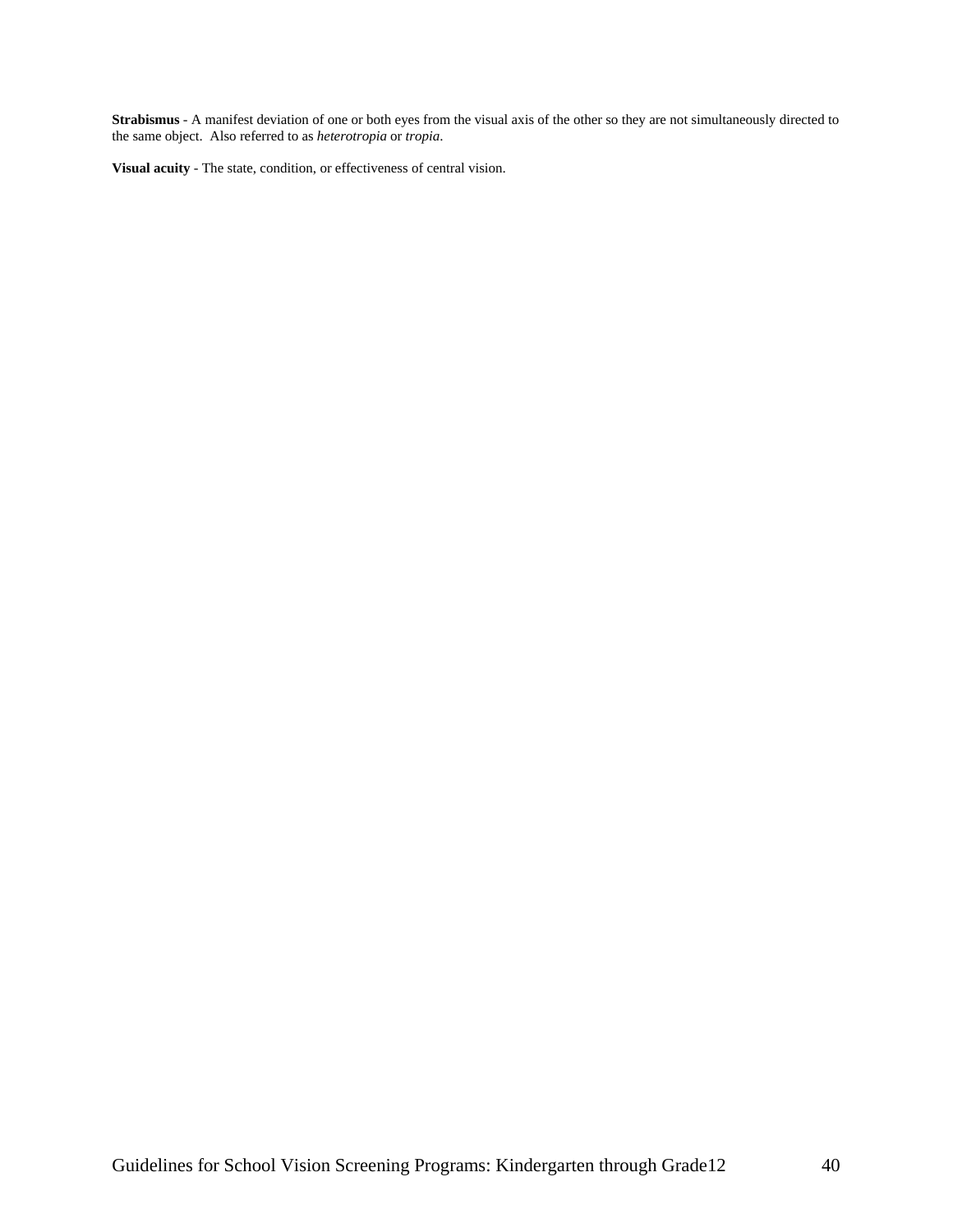**Strabismus** - A manifest deviation of one or both eyes from the visual axis of the other so they are not simultaneously directed to the same object. Also referred to as *heterotropia* or *tropia*.

**Visual acuity** - The state, condition, or effectiveness of central vision.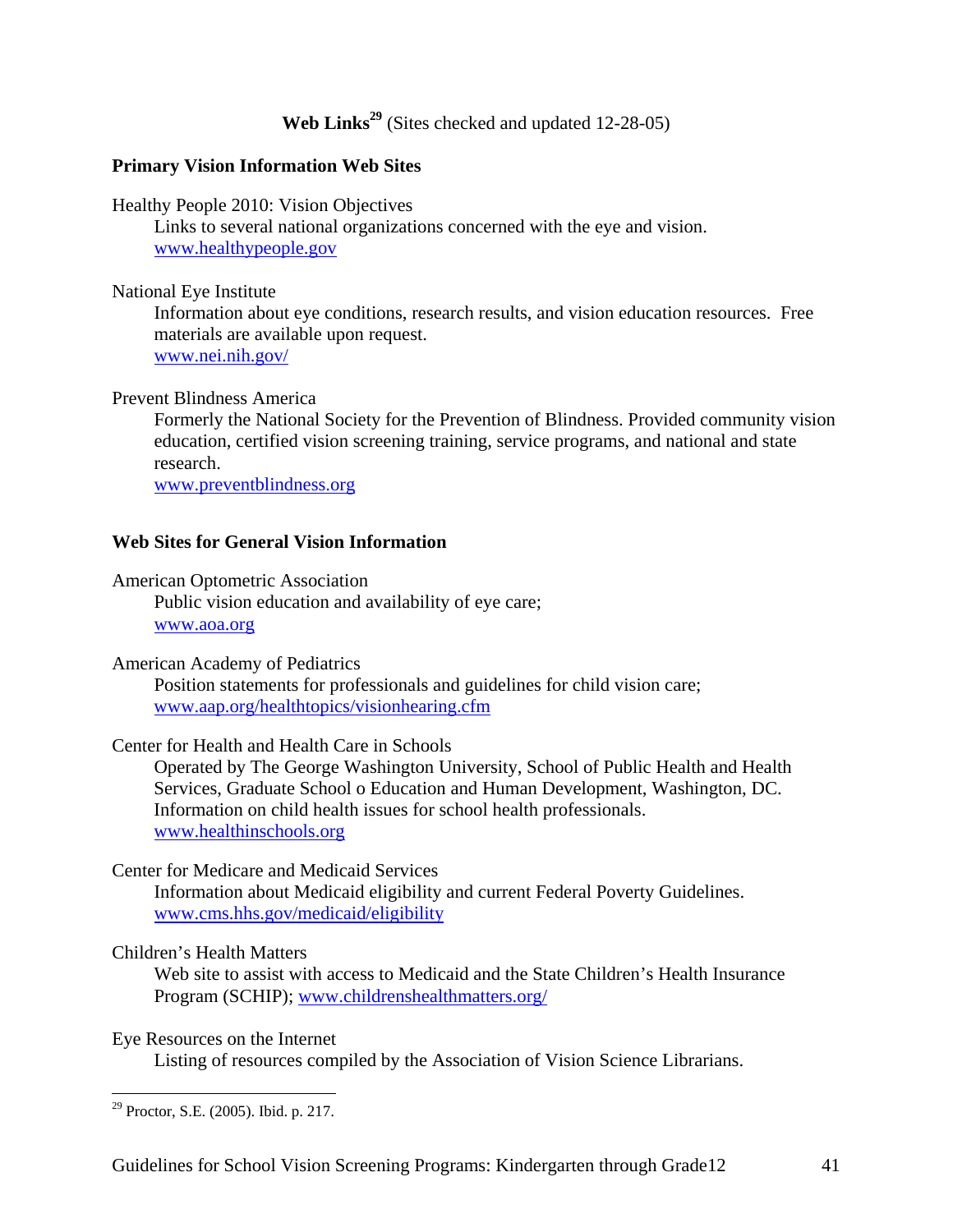## Web Links[29] (Sites checked and updated 12-28-05)

### Primary Vision Information Web Sites

Healthy People 2010: Vision Objectives

Links to several national organizations concerned with the eye and vision.
www.healthypeople.gov

National Eye Institute

Information about eye conditions, research results, and vision education resources. Free materials are available upon request.
www.nei.nih.gov/

Prevent Blindness America

Formerly the National Society for the Prevention of Blindness. Provided community vision education, certified vision screening training, service programs, and national and state research.
www.preventblindness.org

### Web Sites for General Vision Information

American Optometric Association

Public vision education and availability of eye care;
www.aoa.org

American Academy of Pediatrics

Position statements for professionals and guidelines for child vision care;
www.aap.org/healthtopics/visionhearing.cfm

Center for Health and Health Care in Schools

Operated by The George Washington University, School of Public Health and Health Services, Graduate School o Education and Human Development, Washington, DC. Information on child health issues for school health professionals.
www.healthinschools.org

Center for Medicare and Medicaid Services

Information about Medicaid eligibility and current Federal Poverty Guidelines.
www.cms.hhs.gov/medicaid/eligibility

Children's Health Matters

Web site to assist with access to Medicaid and the State Children's Health Insurance Program (SCHIP); www.childrenshealthmatters.org/

Eye Resources on the Internet

Listing of resources compiled by the Association of Vision Science Librarians.

---

[29] Proctor, S.E. (2005). Ibid. p. 217.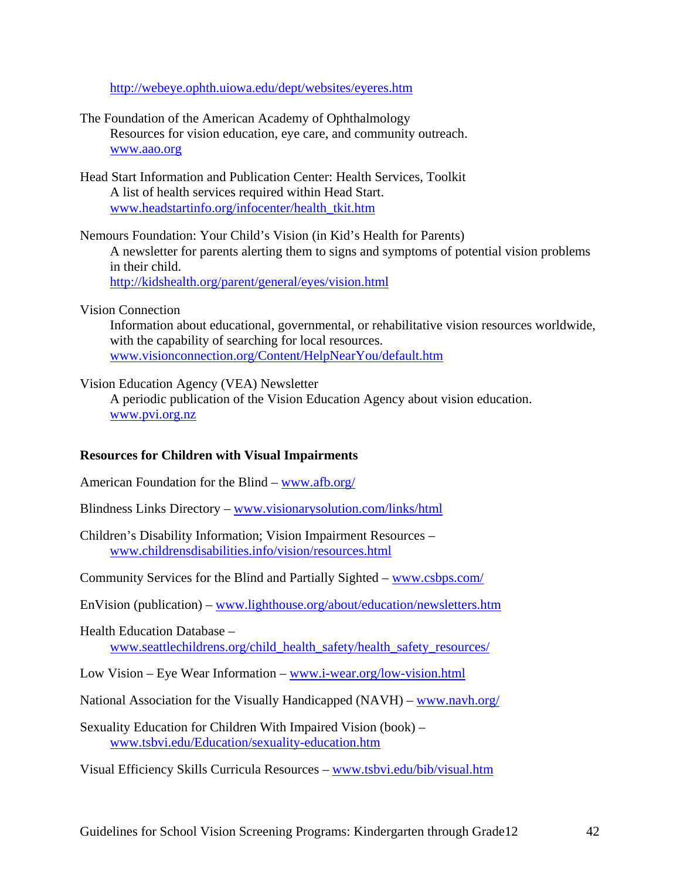http://webeye.ophth.uiowa.edu/dept/websites/eyeres.htm

The Foundation of the American Academy of Ophthalmology
Resources for vision education, eye care, and community outreach.
www.aao.org

Head Start Information and Publication Center: Health Services, Toolkit
A list of health services required within Head Start.
www.headstartinfo.org/infocenter/health_tkit.htm

Nemours Foundation: Your Child's Vision (in Kid's Health for Parents)
A newsletter for parents alerting them to signs and symptoms of potential vision problems in their child.
http://kidshealth.org/parent/general/eyes/vision.html

Vision Connection
Information about educational, governmental, or rehabilitative vision resources worldwide, with the capability of searching for local resources.
www.visionconnection.org/Content/HelpNearYou/default.htm

Vision Education Agency (VEA) Newsletter
A periodic publication of the Vision Education Agency about vision education.
www.pvi.org.nz

**Resources for Children with Visual Impairments**

American Foundation for the Blind – www.afb.org/

Blindness Links Directory – www.visionarysolution.com/links/html

Children's Disability Information; Vision Impairment Resources –
www.childrensdisabilities.info/vision/resources.html

Community Services for the Blind and Partially Sighted – www.csbps.com/

EnVision (publication) – www.lighthouse.org/about/education/newsletters.htm

Health Education Database –
www.seattlechildrens.org/child_health_safety/health_safety_resources/

Low Vision – Eye Wear Information – www.i-wear.org/low-vision.html

National Association for the Visually Handicapped (NAVH) – www.navh.org/

Sexuality Education for Children With Impaired Vision (book) –
www.tsbvi.edu/Education/sexuality-education.htm

Visual Efficiency Skills Curricula Resources – www.tsbvi.edu/bib/visual.htm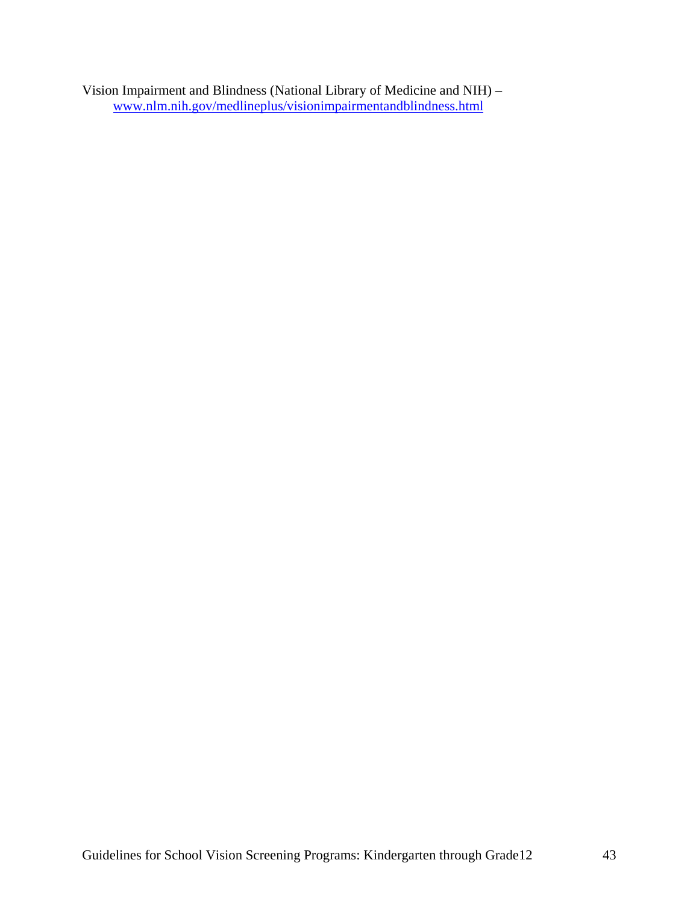Vision Impairment and Blindness (National Library of Medicine and NIH) –
    www.nlm.nih.gov/medlineplus/visionimpairmentandblindness.html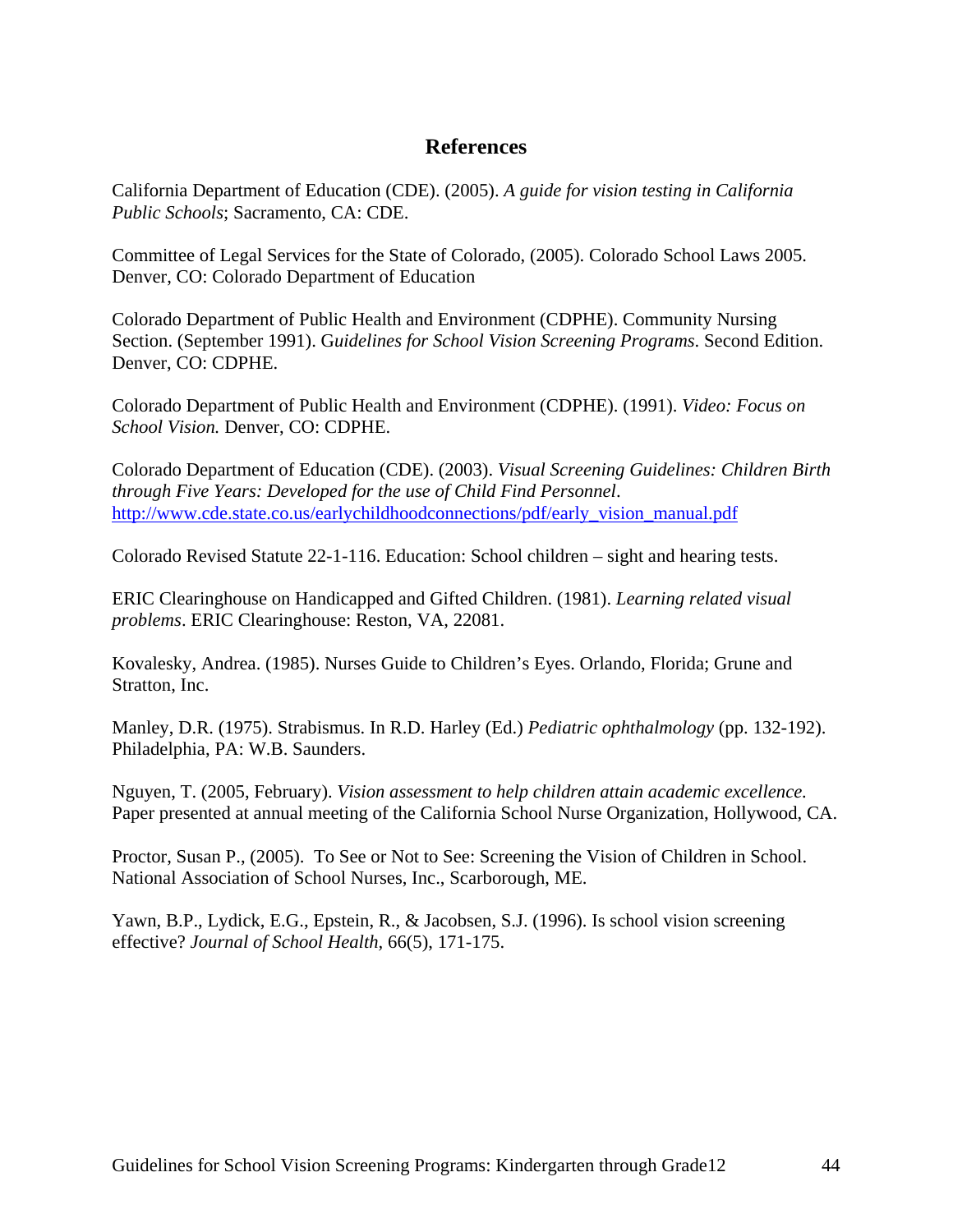# References

California Department of Education (CDE). (2005). *A guide for vision testing in California Public Schools*; Sacramento, CA: CDE.

Committee of Legal Services for the State of Colorado, (2005). Colorado School Laws 2005. Denver, CO: Colorado Department of Education

Colorado Department of Public Health and Environment (CDPHE). Community Nursing Section. (September 1991). G*uidelines for School Vision Screening Programs*. Second Edition. Denver, CO: CDPHE.

Colorado Department of Public Health and Environment (CDPHE). (1991). *Video: Focus on School Vision.* Denver, CO: CDPHE.

Colorado Department of Education (CDE). (2003). *Visual Screening Guidelines: Children Birth through Five Years: Developed for the use of Child Find Personnel*. http://www.cde.state.co.us/earlychildhoodconnections/pdf/early_vision_manual.pdf

Colorado Revised Statute 22-1-116. Education: School children – sight and hearing tests.

ERIC Clearinghouse on Handicapped and Gifted Children. (1981). *Learning related visual problems*. ERIC Clearinghouse: Reston, VA, 22081.

Kovalesky, Andrea. (1985). Nurses Guide to Children's Eyes. Orlando, Florida; Grune and Stratton, Inc.

Manley, D.R. (1975). Strabismus. In R.D. Harley (Ed.) *Pediatric ophthalmology* (pp. 132-192). Philadelphia, PA: W.B. Saunders.

Nguyen, T. (2005, February). *Vision assessment to help children attain academic excellence.* Paper presented at annual meeting of the California School Nurse Organization, Hollywood, CA.

Proctor, Susan P., (2005). To See or Not to See: Screening the Vision of Children in School. National Association of School Nurses, Inc., Scarborough, ME.

Yawn, B.P., Lydick, E.G., Epstein, R., & Jacobsen, S.J. (1996). Is school vision screening effective? *Journal of School Health*, 66(5), 171-175.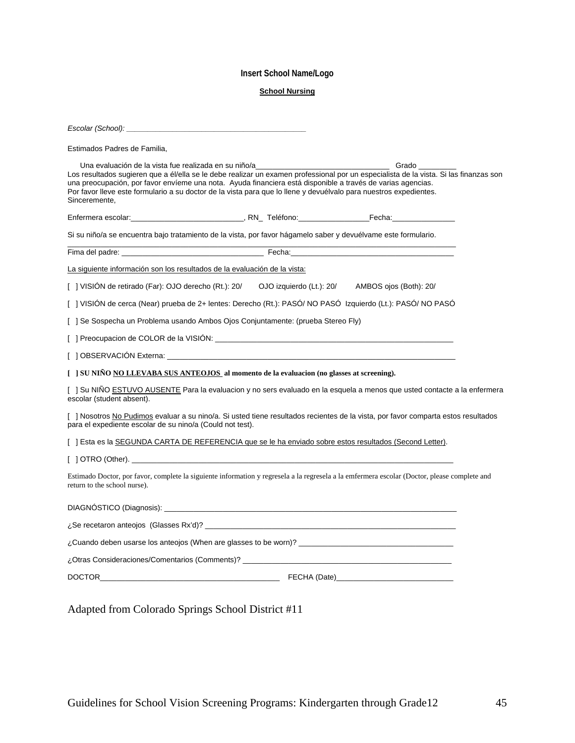**Insert School Name/Logo**

**School Nursing**

*Escolar (School): \_\_\_\_\_\_\_\_\_\_\_\_\_\_\_\_\_\_\_\_\_\_\_\_\_\_\_\_\_\_\_\_\_\_\_\_\_\_\_\_\_\_*

Estimados Padres de Familia,

Una evaluación de la vista fue realizada en su niño/a\_\_\_\_\_\_\_\_\_\_\_\_\_\_\_\_\_\_\_\_\_\_\_\_\_\_\_\_\_\_\_\_ Grado \_\_\_\_\_\_\_\_\_
Los resultados sugieren que a él/ella se le debe realizar un examen professional por un especialista de la vista. Si las finanzas son una preocupación, por favor envíeme una nota. Ayuda financiera está disponible a través de varias agencias.
Por favor lleve este formulario a su doctor de la vista para que lo llene y devuélvalo para nuestros expedientes.
Sinceremente,

Enfermera escolar:\_\_\_\_\_\_\_\_\_\_\_\_\_\_\_\_\_\_\_\_\_\_\_\_\_\_\_, RN\_ Teléfono:\_\_\_\_\_\_\_\_\_\_\_\_\_\_\_\_\_Fecha:\_\_\_\_\_\_\_\_\_\_\_\_\_\_\_

Si su niño/a se encuentra bajo tratamiento de la vista, por favor hágamelo saber y devuélvame este formulario.

Fima del padre: \_\_\_\_\_\_\_\_\_\_\_\_\_\_\_\_\_\_\_\_\_\_\_\_\_\_\_\_\_\_\_\_\_\_ Fecha:\_\_\_\_\_\_\_\_\_\_\_\_\_\_\_\_\_\_\_\_\_\_\_\_\_\_\_\_\_\_\_\_\_\_\_\_\_\_\_

<u>La siguiente información son los resultados de la evaluación de la vista:</u>

[ ] VISIÓN de retirado (Far): OJO derecho (Rt.): 20/ OJO izquierdo (Lt.): 20/ AMBOS ojos (Both): 20/

[ ] VISIÓN de cerca (Near) prueba de 2+ lentes: Derecho (Rt.): PASÓ/ NO PASÓ Izquierdo (Lt.): PASÓ/ NO PASÓ

[ ] Se Sospecha un Problema usando Ambos Ojos Conjuntamente: (prueba Stereo Fly)

[ ] Preocupacion de COLOR de la VISIÓN: \_\_\_\_\_\_\_\_\_\_\_\_\_\_\_\_\_\_\_\_\_\_\_\_\_\_\_\_\_\_\_\_\_\_\_\_\_\_\_\_\_\_\_\_\_\_\_\_\_\_\_\_\_\_\_\_\_\_

[ ] OBSERVACIÓN Externa: \_\_\_\_\_\_\_\_\_\_\_\_\_\_\_\_\_\_\_\_\_\_\_\_\_\_\_\_\_\_\_\_\_\_\_\_\_\_\_\_\_\_\_\_\_\_\_\_\_\_\_\_\_\_\_\_\_\_\_\_\_\_\_\_\_\_\_\_

**[ ] SU NIÑO <u>NO LLEVABA SUS ANTEOJOS</u> al momento de la evaluacion (no glasses at screening).**

[ ] Su NIÑO <u>ESTUVO AUSENTE</u> Para la evaluacion y no sers evaluado en la esquela a menos que usted contacte a la enfermera escolar (student absent).

[ ] Nosotros <u>No Pudimos</u> evaluar a su nino/a. Si usted tiene resultados recientes de la vista, por favor comparta estos resultados para el expediente escolar de su nino/a (Could not test).

[ ] Esta es la <u>SEGUNDA CARTA DE REFERENCIA que se le ha enviado sobre estos resultados (Second Letter)</u>.

[ ] OTRO (Other). \_\_\_\_\_\_\_\_\_\_\_\_\_\_\_\_\_\_\_\_\_\_\_\_\_\_\_\_\_\_\_\_\_\_\_\_\_\_\_\_\_\_\_\_\_\_\_\_\_\_\_\_\_\_\_\_\_\_\_\_\_\_\_\_\_\_\_\_\_\_\_\_\_\_\_\_\_

Estimado Doctor, por favor, complete la siguiente information y regresela a la regresela a la emfermera escolar (Doctor, please complete and return to the school nurse).

DIAGNÓSTICO (Diagnosis): \_\_\_\_\_\_\_\_\_\_\_\_\_\_\_\_\_\_\_\_\_\_\_\_\_\_\_\_\_\_\_\_\_\_\_\_\_\_\_\_\_\_\_\_\_\_\_\_\_\_\_\_\_\_\_\_\_\_\_\_\_\_\_\_\_\_\_\_\_

¿Se recetaron anteojos (Glasses Rx'd)? \_\_\_\_\_\_\_\_\_\_\_\_\_\_\_\_\_\_\_\_\_\_\_\_\_\_\_\_\_\_\_\_\_\_\_\_\_\_\_\_\_\_\_\_\_\_\_\_\_\_\_\_\_\_\_\_\_\_\_

¿Cuando deben usarse los anteojos (When are glasses to be worn)? \_\_\_\_\_\_\_\_\_\_\_\_\_\_\_\_\_\_\_\_\_\_\_\_\_\_\_\_\_\_\_\_\_\_\_\_\_

¿Otras Consideraciones/Comentarios (Comments)? \_\_\_\_\_\_\_\_\_\_\_\_\_\_\_\_\_\_\_\_\_\_\_\_\_\_\_\_\_\_\_\_\_\_\_\_\_\_\_\_\_\_\_\_\_\_\_\_\_\_

DOCTOR\_\_\_\_\_\_\_\_\_\_\_\_\_\_\_\_\_\_\_\_\_\_\_\_\_\_\_\_\_\_\_\_\_\_\_\_\_\_\_\_\_\_\_ FECHA (Date)\_\_\_\_\_\_\_\_\_\_\_\_\_\_\_\_\_\_\_\_\_\_\_\_\_\_\_\_

Adapted from Colorado Springs School District #11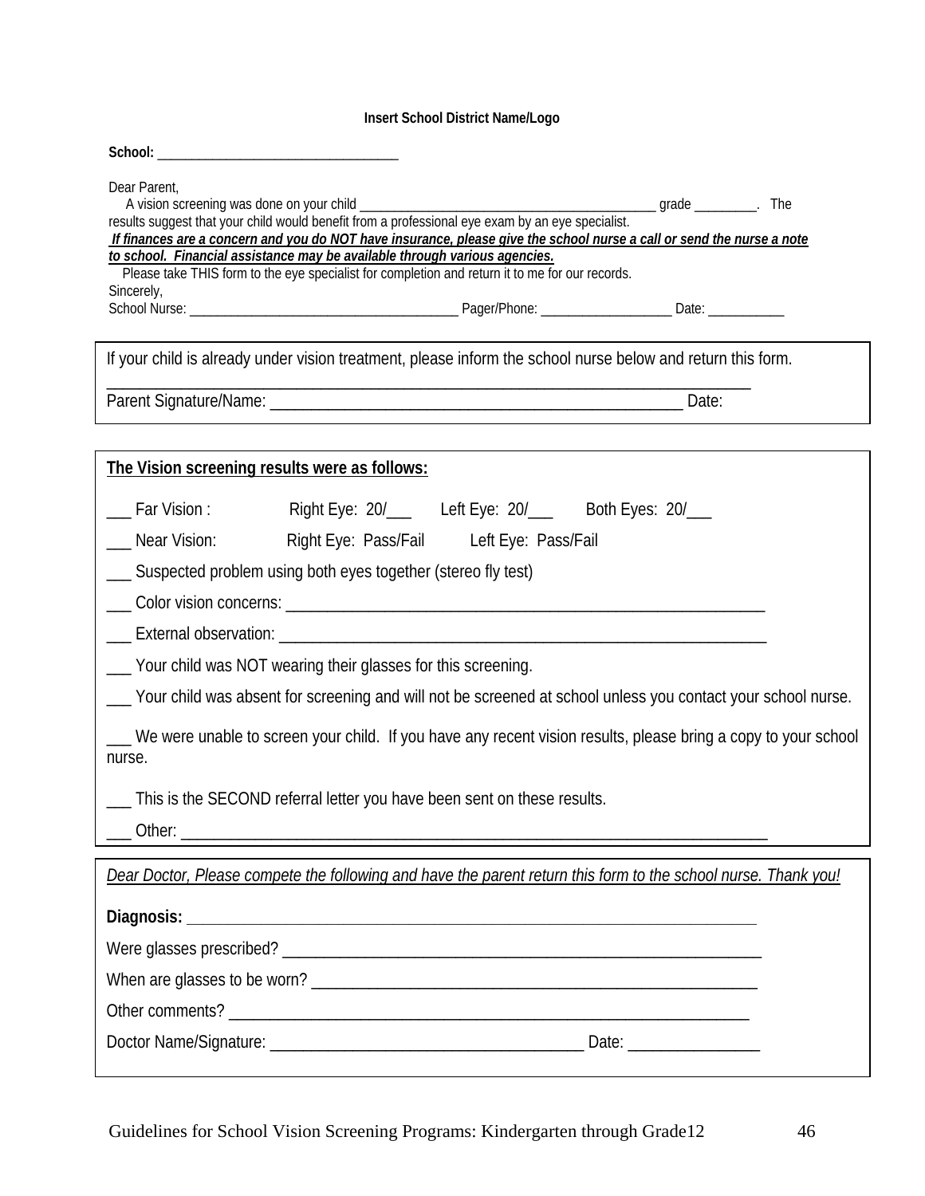**Insert School District Name/Logo**

**School:** ___________________________________

Dear Parent,

A vision screening was done on your child ____________________________________________ grade _________. The results suggest that your child would benefit from a professional eye exam by an eye specialist.

***If finances are a concern and you do NOT have insurance, please give the school nurse a call or send the nurse a note to school. Financial assistance may be available through various agencies.***

Please take THIS form to the eye specialist for completion and return it to me for our records.

Sincerely,

School Nurse: _________________________________________ Pager/Phone: ____________________ Date: ___________

---

If your child is already under vision treatment, please inform the school nurse below and return this form.

_______________________________________________________________________________

Parent Signature/Name: ____________________________________________________ Date:

---

**The Vision screening results were as follows:**

___ Far Vision : Right Eye: 20/___ Left Eye: 20/___ Both Eyes: 20/___

___ Near Vision: Right Eye: Pass/Fail Left Eye: Pass/Fail

___ Suspected problem using both eyes together (stereo fly test)

___ Color vision concerns: ____________________________________________________________

___ External observation: ____________________________________________________________

___ Your child was NOT wearing their glasses for this screening.

___ Your child was absent for screening and will not be screened at school unless you contact your school nurse.

___ We were unable to screen your child. If you have any recent vision results, please bring a copy to your school nurse.

___ This is the SECOND referral letter you have been sent on these results.

___ Other: __________________________________________________________________________

---

*Dear Doctor, Please compete the following and have the parent return this form to the school nurse. Thank you!*

**Diagnosis:** ______________________________________________________________________

Were glasses prescribed? ____________________________________________________________

When are glasses to be worn? ________________________________________________________

Other comments? _________________________________________________________________

Doctor Name/Signature: ______________________________________ Date: ________________